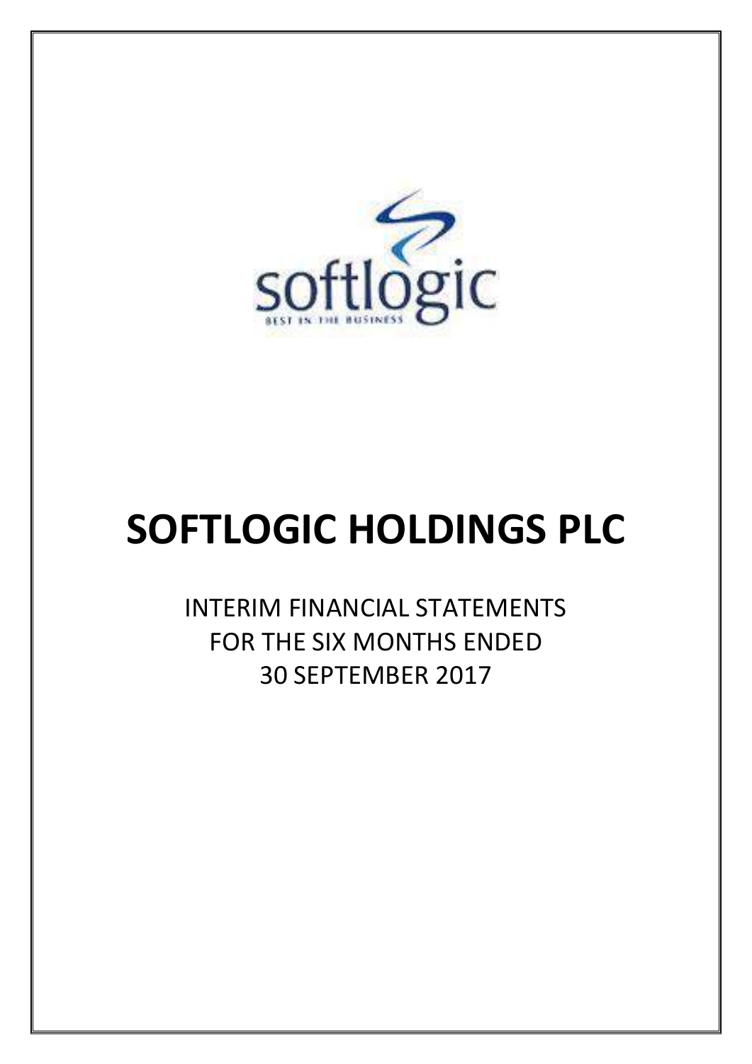# SOFTLOGIC HOLDINGS PLC

INTERIM FINANCIAL STATEMENTS
FOR THE SIX MONTHS ENDED
30 SEPTEMBER 2017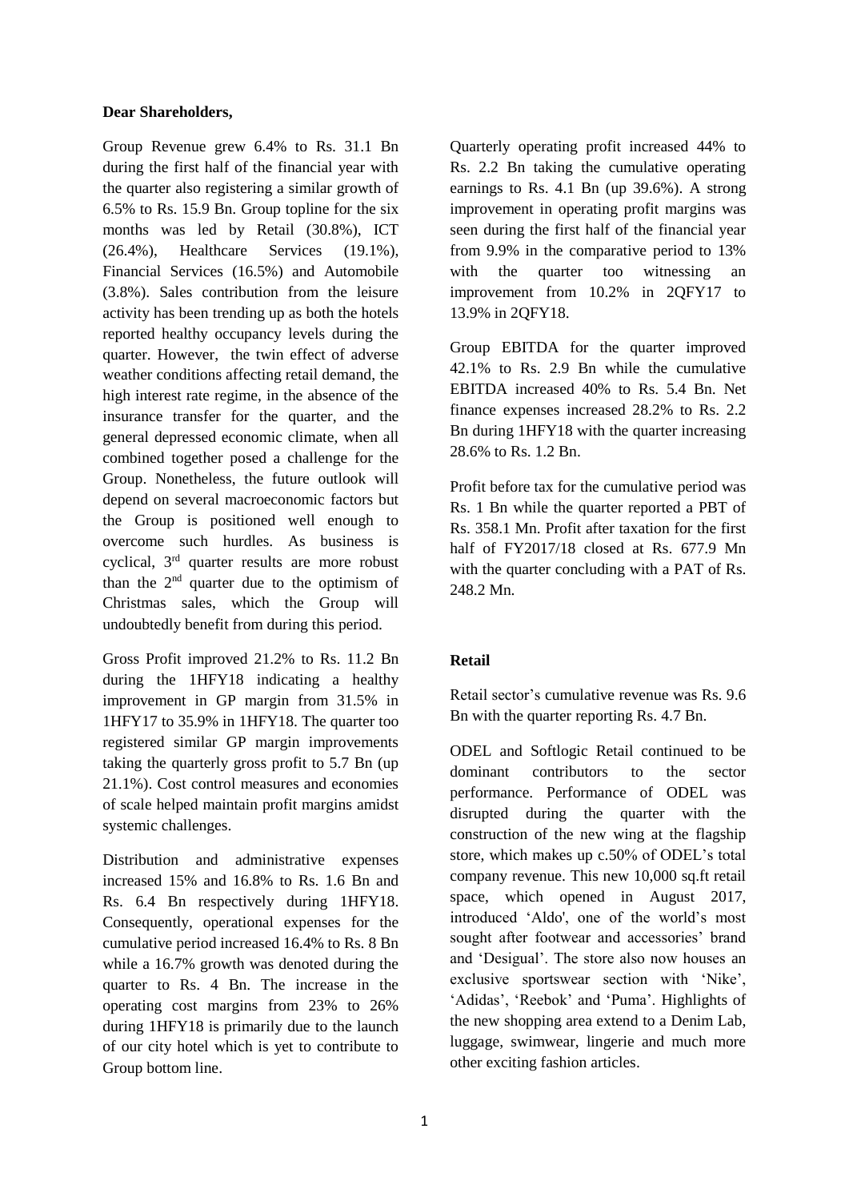**Dear Shareholders,**

Group Revenue grew 6.4% to Rs. 31.1 Bn during the first half of the financial year with the quarter also registering a similar growth of 6.5% to Rs. 15.9 Bn. Group topline for the six months was led by Retail (30.8%), ICT (26.4%), Healthcare Services (19.1%), Financial Services (16.5%) and Automobile (3.8%). Sales contribution from the leisure activity has been trending up as both the hotels reported healthy occupancy levels during the quarter. However, the twin effect of adverse weather conditions affecting retail demand, the high interest rate regime, in the absence of the insurance transfer for the quarter, and the general depressed economic climate, when all combined together posed a challenge for the Group. Nonetheless, the future outlook will depend on several macroeconomic factors but the Group is positioned well enough to overcome such hurdles. As business is cyclical, 3rd quarter results are more robust than the 2nd quarter due to the optimism of Christmas sales, which the Group will undoubtedly benefit from during this period.

Gross Profit improved 21.2% to Rs. 11.2 Bn during the 1HFY18 indicating a healthy improvement in GP margin from 31.5% in 1HFY17 to 35.9% in 1HFY18. The quarter too registered similar GP margin improvements taking the quarterly gross profit to 5.7 Bn (up 21.1%). Cost control measures and economies of scale helped maintain profit margins amidst systemic challenges.

Distribution and administrative expenses increased 15% and 16.8% to Rs. 1.6 Bn and Rs. 6.4 Bn respectively during 1HFY18. Consequently, operational expenses for the cumulative period increased 16.4% to Rs. 8 Bn while a 16.7% growth was denoted during the quarter to Rs. 4 Bn. The increase in the operating cost margins from 23% to 26% during 1HFY18 is primarily due to the launch of our city hotel which is yet to contribute to Group bottom line.

Quarterly operating profit increased 44% to Rs. 2.2 Bn taking the cumulative operating earnings to Rs. 4.1 Bn (up 39.6%). A strong improvement in operating profit margins was seen during the first half of the financial year from 9.9% in the comparative period to 13% with the quarter too witnessing an improvement from 10.2% in 2QFY17 to 13.9% in 2QFY18.

Group EBITDA for the quarter improved 42.1% to Rs. 2.9 Bn while the cumulative EBITDA increased 40% to Rs. 5.4 Bn. Net finance expenses increased 28.2% to Rs. 2.2 Bn during 1HFY18 with the quarter increasing 28.6% to Rs. 1.2 Bn.

Profit before tax for the cumulative period was Rs. 1 Bn while the quarter reported a PBT of Rs. 358.1 Mn. Profit after taxation for the first half of FY2017/18 closed at Rs. 677.9 Mn with the quarter concluding with a PAT of Rs. 248.2 Mn.

**Retail**

Retail sector's cumulative revenue was Rs. 9.6 Bn with the quarter reporting Rs. 4.7 Bn.

ODEL and Softlogic Retail continued to be dominant contributors to the sector performance. Performance of ODEL was disrupted during the quarter with the construction of the new wing at the flagship store, which makes up c.50% of ODEL's total company revenue. This new 10,000 sq.ft retail space, which opened in August 2017, introduced 'Aldo', one of the world's most sought after footwear and accessories' brand and 'Desigual'. The store also now houses an exclusive sportswear section with 'Nike', 'Adidas', 'Reebok' and 'Puma'. Highlights of the new shopping area extend to a Denim Lab, luggage, swimwear, lingerie and much more other exciting fashion articles.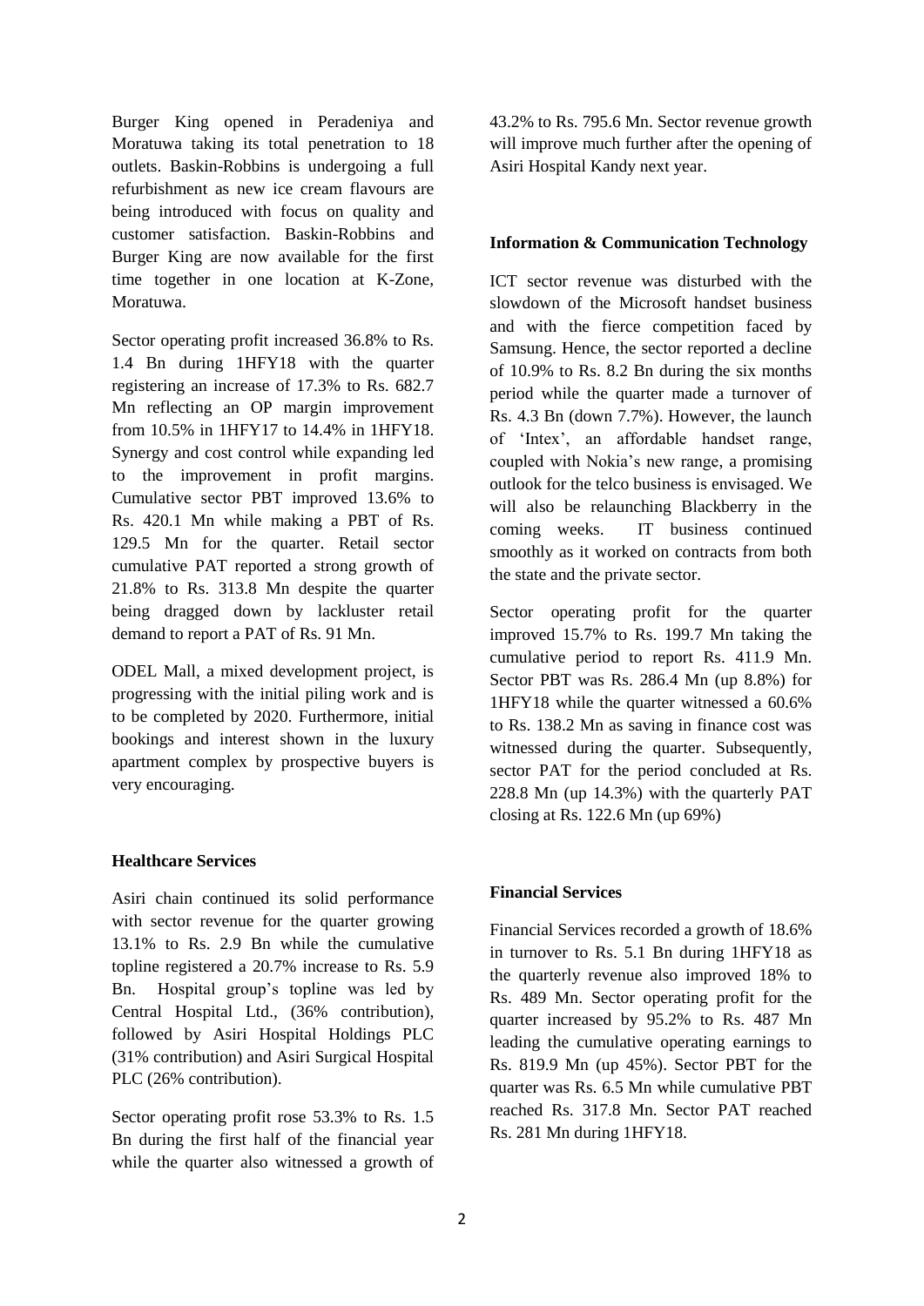Burger King opened in Peradeniya and Moratuwa taking its total penetration to 18 outlets. Baskin-Robbins is undergoing a full refurbishment as new ice cream flavours are being introduced with focus on quality and customer satisfaction. Baskin-Robbins and Burger King are now available for the first time together in one location at K-Zone, Moratuwa.

Sector operating profit increased 36.8% to Rs. 1.4 Bn during 1HFY18 with the quarter registering an increase of 17.3% to Rs. 682.7 Mn reflecting an OP margin improvement from 10.5% in 1HFY17 to 14.4% in 1HFY18. Synergy and cost control while expanding led to the improvement in profit margins. Cumulative sector PBT improved 13.6% to Rs. 420.1 Mn while making a PBT of Rs. 129.5 Mn for the quarter. Retail sector cumulative PAT reported a strong growth of 21.8% to Rs. 313.8 Mn despite the quarter being dragged down by lackluster retail demand to report a PAT of Rs. 91 Mn.

ODEL Mall, a mixed development project, is progressing with the initial piling work and is to be completed by 2020. Furthermore, initial bookings and interest shown in the luxury apartment complex by prospective buyers is very encouraging.

**Healthcare Services**

Asiri chain continued its solid performance with sector revenue for the quarter growing 13.1% to Rs. 2.9 Bn while the cumulative topline registered a 20.7% increase to Rs. 5.9 Bn. Hospital group's topline was led by Central Hospital Ltd., (36% contribution), followed by Asiri Hospital Holdings PLC (31% contribution) and Asiri Surgical Hospital PLC (26% contribution).

Sector operating profit rose 53.3% to Rs. 1.5 Bn during the first half of the financial year while the quarter also witnessed a growth of 43.2% to Rs. 795.6 Mn. Sector revenue growth will improve much further after the opening of Asiri Hospital Kandy next year.

**Information & Communication Technology**

ICT sector revenue was disturbed with the slowdown of the Microsoft handset business and with the fierce competition faced by Samsung. Hence, the sector reported a decline of 10.9% to Rs. 8.2 Bn during the six months period while the quarter made a turnover of Rs. 4.3 Bn (down 7.7%). However, the launch of 'Intex', an affordable handset range, coupled with Nokia's new range, a promising outlook for the telco business is envisaged. We will also be relaunching Blackberry in the coming weeks. IT business continued smoothly as it worked on contracts from both the state and the private sector.

Sector operating profit for the quarter improved 15.7% to Rs. 199.7 Mn taking the cumulative period to report Rs. 411.9 Mn. Sector PBT was Rs. 286.4 Mn (up 8.8%) for 1HFY18 while the quarter witnessed a 60.6% to Rs. 138.2 Mn as saving in finance cost was witnessed during the quarter. Subsequently, sector PAT for the period concluded at Rs. 228.8 Mn (up 14.3%) with the quarterly PAT closing at Rs. 122.6 Mn (up 69%)

**Financial Services**

Financial Services recorded a growth of 18.6% in turnover to Rs. 5.1 Bn during 1HFY18 as the quarterly revenue also improved 18% to Rs. 489 Mn. Sector operating profit for the quarter increased by 95.2% to Rs. 487 Mn leading the cumulative operating earnings to Rs. 819.9 Mn (up 45%). Sector PBT for the quarter was Rs. 6.5 Mn while cumulative PBT reached Rs. 317.8 Mn. Sector PAT reached Rs. 281 Mn during 1HFY18.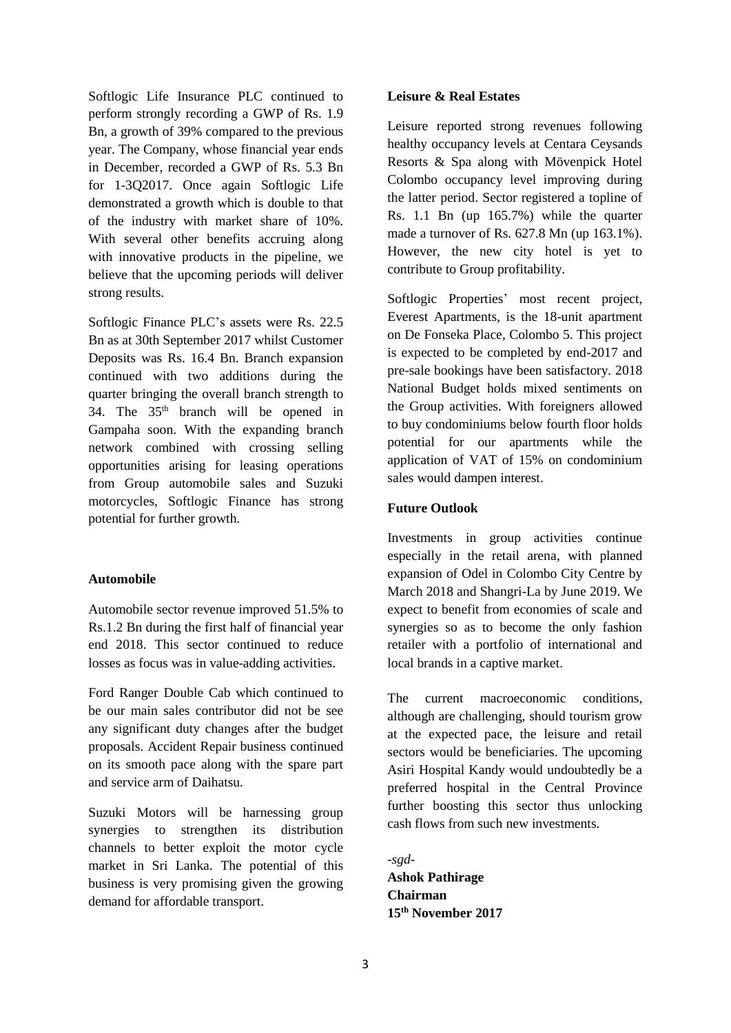Softlogic Life Insurance PLC continued to perform strongly recording a GWP of Rs. 1.9 Bn, a growth of 39% compared to the previous year. The Company, whose financial year ends in December, recorded a GWP of Rs. 5.3 Bn for 1-3Q2017. Once again Softlogic Life demonstrated a growth which is double to that of the industry with market share of 10%. With several other benefits accruing along with innovative products in the pipeline, we believe that the upcoming periods will deliver strong results.

Softlogic Finance PLC's assets were Rs. 22.5 Bn as at 30th September 2017 whilst Customer Deposits was Rs. 16.4 Bn. Branch expansion continued with two additions during the quarter bringing the overall branch strength to 34. The 35th branch will be opened in Gampaha soon. With the expanding branch network combined with crossing selling opportunities arising for leasing operations from Group automobile sales and Suzuki motorcycles, Softlogic Finance has strong potential for further growth.

**Automobile**

Automobile sector revenue improved 51.5% to Rs.1.2 Bn during the first half of financial year end 2018. This sector continued to reduce losses as focus was in value-adding activities.

Ford Ranger Double Cab which continued to be our main sales contributor did not be see any significant duty changes after the budget proposals. Accident Repair business continued on its smooth pace along with the spare part and service arm of Daihatsu.

Suzuki Motors will be harnessing group synergies to strengthen its distribution channels to better exploit the motor cycle market in Sri Lanka. The potential of this business is very promising given the growing demand for affordable transport.

**Leisure & Real Estates**

Leisure reported strong revenues following healthy occupancy levels at Centara Ceysands Resorts & Spa along with Mövenpick Hotel Colombo occupancy level improving during the latter period. Sector registered a topline of Rs. 1.1 Bn (up 165.7%) while the quarter made a turnover of Rs. 627.8 Mn (up 163.1%). However, the new city hotel is yet to contribute to Group profitability.

Softlogic Properties' most recent project, Everest Apartments, is the 18-unit apartment on De Fonseka Place, Colombo 5. This project is expected to be completed by end-2017 and pre-sale bookings have been satisfactory. 2018 National Budget holds mixed sentiments on the Group activities. With foreigners allowed to buy condominiums below fourth floor holds potential for our apartments while the application of VAT of 15% on condominium sales would dampen interest.

**Future Outlook**

Investments in group activities continue especially in the retail arena, with planned expansion of Odel in Colombo City Centre by March 2018 and Shangri-La by June 2019. We expect to benefit from economies of scale and synergies so as to become the only fashion retailer with a portfolio of international and local brands in a captive market.

The current macroeconomic conditions, although are challenging, should tourism grow at the expected pace, the leisure and retail sectors would be beneficiaries. The upcoming Asiri Hospital Kandy would undoubtedly be a preferred hospital in the Central Province further boosting this sector thus unlocking cash flows from such new investments.

*-sgd-*

**Ashok Pathirage**
**Chairman**
**15th November 2017**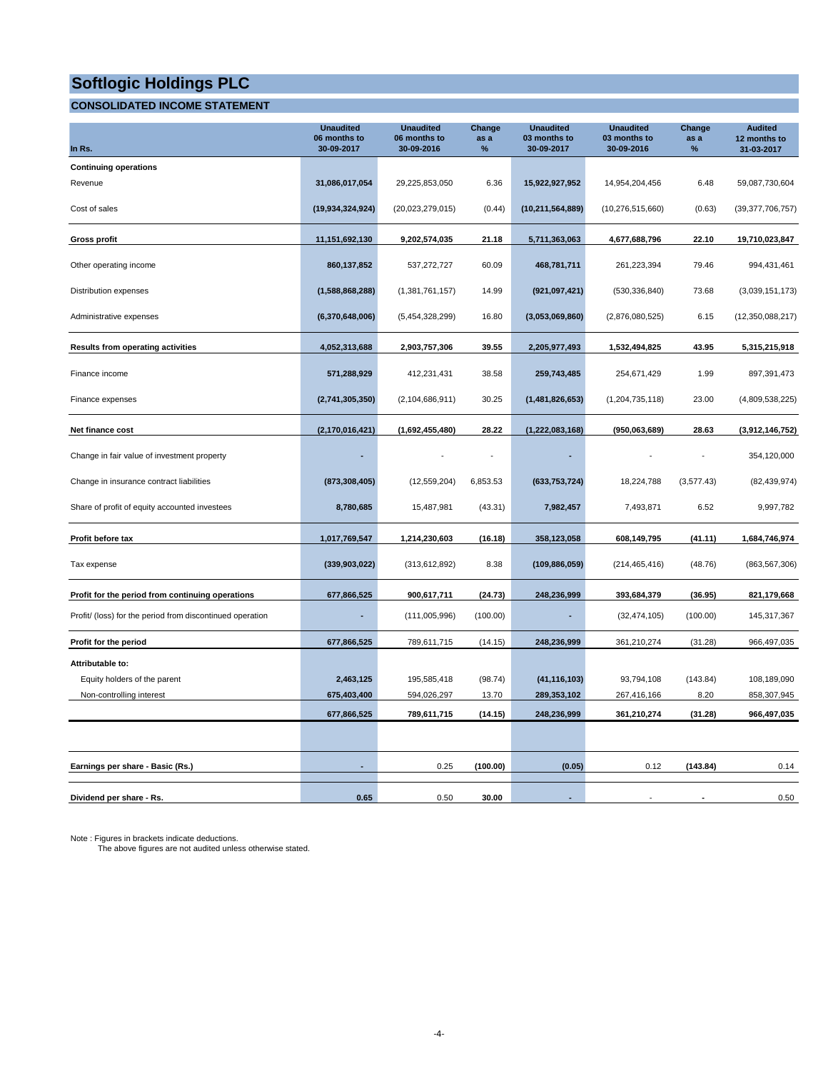# Softlogic Holdings PLC

## CONSOLIDATED INCOME STATEMENT

| In Rs. | Unaudited 06 months to 30-09-2017 | Unaudited 06 months to 30-09-2016 | Change as a % | Unaudited 03 months to 30-09-2017 | Unaudited 03 months to 30-09-2016 | Change as a % | Audited 12 months to 31-03-2017 |
|---|---|---|---|---|---|---|---|
| **Continuing operations** | | | | | | | |
| Revenue | **31,086,017,054** | 29,225,853,050 | 6.36 | **15,922,927,952** | 14,954,204,456 | 6.48 | 59,087,730,604 |
| Cost of sales | **(19,934,324,924)** | (20,023,279,015) | (0.44) | **(10,211,564,889)** | (10,276,515,660) | (0.63) | (39,377,706,757) |
| **Gross profit** | **11,151,692,130** | **9,202,574,035** | **21.18** | **5,711,363,063** | **4,677,688,796** | **22.10** | **19,710,023,847** |
| Other operating income | **860,137,852** | 537,272,727 | 60.09 | **468,781,711** | 261,223,394 | 79.46 | 994,431,461 |
| Distribution expenses | **(1,588,868,288)** | (1,381,761,157) | 14.99 | **(921,097,421)** | (530,336,840) | 73.68 | (3,039,151,173) |
| Administrative expenses | **(6,370,648,006)** | (5,454,328,299) | 16.80 | **(3,053,069,860)** | (2,876,080,525) | 6.15 | (12,350,088,217) |
| **Results from operating activities** | **4,052,313,688** | **2,903,757,306** | **39.55** | **2,205,977,493** | **1,532,494,825** | **43.95** | **5,315,215,918** |
| Finance income | **571,288,929** | 412,231,431 | 38.58 | **259,743,485** | 254,671,429 | 1.99 | 897,391,473 |
| Finance expenses | **(2,741,305,350)** | (2,104,686,911) | 30.25 | **(1,481,826,653)** | (1,204,735,118) | 23.00 | (4,809,538,225) |
| **Net finance cost** | **(2,170,016,421)** | **(1,692,455,480)** | **28.22** | **(1,222,083,168)** | **(950,063,689)** | **28.63** | **(3,912,146,752)** |
| Change in fair value of investment property | **-** | - | - | **-** | - | - | 354,120,000 |
| Change in insurance contract liabilities | **(873,308,405)** | (12,559,204) | 6,853.53 | **(633,753,724)** | 18,224,788 | (3,577.43) | (82,439,974) |
| Share of profit of equity accounted investees | **8,780,685** | 15,487,981 | (43.31) | **7,982,457** | 7,493,871 | 6.52 | 9,997,782 |
| **Profit before tax** | **1,017,769,547** | **1,214,230,603** | **(16.18)** | **358,123,058** | **608,149,795** | **(41.11)** | **1,684,746,974** |
| Tax expense | **(339,903,022)** | (313,612,892) | 8.38 | **(109,886,059)** | (214,465,416) | (48.76) | (863,567,306) |
| **Profit for the period from continuing operations** | **677,866,525** | **900,617,711** | **(24.73)** | **248,236,999** | **393,684,379** | **(36.95)** | **821,179,668** |
| Profit/ (loss) for the period from discontinued operation | **-** | (111,005,996) | (100.00) | **-** | (32,474,105) | (100.00) | 145,317,367 |
| **Profit for the period** | **677,866,525** | 789,611,715 | (14.15) | **248,236,999** | 361,210,274 | (31.28) | 966,497,035 |
| **Attributable to:** | | | | | | | |
| Equity holders of the parent | **2,463,125** | 195,585,418 | (98.74) | **(41,116,103)** | 93,794,108 | (143.84) | 108,189,090 |
| Non-controlling interest | **675,403,400** | 594,026,297 | 13.70 | **289,353,102** | 267,416,166 | 8.20 | 858,307,945 |
| | **677,866,525** | **789,611,715** | **(14.15)** | **248,236,999** | **361,210,274** | **(31.28)** | **966,497,035** |
| **Earnings per share - Basic (Rs.)** | **-** | 0.25 | **(100.00)** | **(0.05)** | 0.12 | **(143.84)** | 0.14 |
| **Dividend per share - Rs.** | **0.65** | 0.50 | **30.00** | **-** | - | **-** | 0.50 |

Note : Figures in brackets indicate deductions.
The above figures are not audited unless otherwise stated.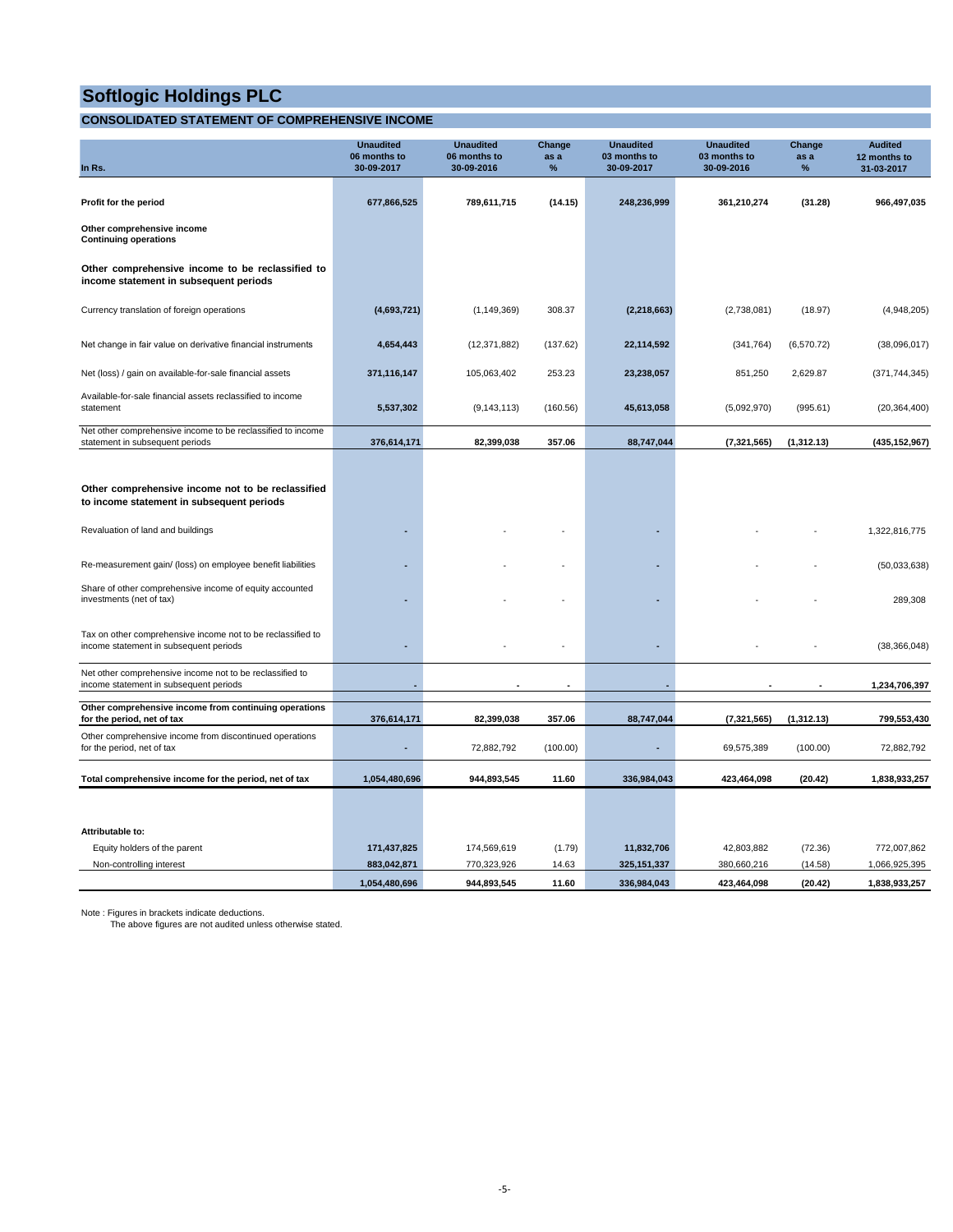# Softlogic Holdings PLC

## CONSOLIDATED STATEMENT OF COMPREHENSIVE INCOME

| In Rs. | Unaudited 06 months to 30-09-2017 | Unaudited 06 months to 30-09-2016 | Change as a % | Unaudited 03 months to 30-09-2017 | Unaudited 03 months to 30-09-2016 | Change as a % | Audited 12 months to 31-03-2017 |
|---|---|---|---|---|---|---|---|
| **Profit for the period** | **677,866,525** | **789,611,715** | **(14.15)** | **248,236,999** | **361,210,274** | **(31.28)** | **966,497,035** |
| **Other comprehensive income** | | | | | | | |
| **Continuing operations** | | | | | | | |
| **Other comprehensive income to be reclassified to income statement in subsequent periods** | | | | | | | |
| Currency translation of foreign operations | **(4,693,721)** | (1,149,369) | 308.37 | **(2,218,663)** | (2,738,081) | (18.97) | (4,948,205) |
| Net change in fair value on derivative financial instruments | **4,654,443** | (12,371,882) | (137.62) | **22,114,592** | (341,764) | (6,570.72) | (38,096,017) |
| Net (loss) / gain on available-for-sale financial assets | **371,116,147** | 105,063,402 | 253.23 | **23,238,057** | 851,250 | 2,629.87 | (371,744,345) |
| Available-for-sale financial assets reclassified to income statement | **5,537,302** | (9,143,113) | (160.56) | **45,613,058** | (5,092,970) | (995.61) | (20,364,400) |
| Net other comprehensive income to be reclassified to income statement in subsequent periods | **376,614,171** | **82,399,038** | **357.06** | **88,747,044** | **(7,321,565)** | **(1,312.13)** | **(435,152,967)** |
| **Other comprehensive income not to be reclassified to income statement in subsequent periods** | | | | | | | |
| Revaluation of land and buildings | - | - | - | - | - | - | 1,322,816,775 |
| Re-measurement gain/ (loss) on employee benefit liabilities | - | - | - | - | - | - | (50,033,638) |
| Share of other comprehensive income of equity accounted investments (net of tax) | - | - | - | - | - | - | 289,308 |
| Tax on other comprehensive income not to be reclassified to income statement in subsequent periods | - | - | - | - | - | - | (38,366,048) |
| Net other comprehensive income not to be reclassified to income statement in subsequent periods | - | - | - | - | - | - | **1,234,706,397** |
| **Other comprehensive income from continuing operations for the period, net of tax** | **376,614,171** | **82,399,038** | **357.06** | **88,747,044** | **(7,321,565)** | **(1,312.13)** | **799,553,430** |
| Other comprehensive income from discontinued operations for the period, net of tax | - | 72,882,792 | (100.00) | - | 69,575,389 | (100.00) | 72,882,792 |
| **Total comprehensive income for the period, net of tax** | **1,054,480,696** | **944,893,545** | **11.60** | **336,984,043** | **423,464,098** | **(20.42)** | **1,838,933,257** |
| **Attributable to:** | | | | | | | |
| Equity holders of the parent | **171,437,825** | 174,569,619 | (1.79) | **11,832,706** | 42,803,882 | (72.36) | 772,007,862 |
| Non-controlling interest | **883,042,871** | 770,323,926 | 14.63 | **325,151,337** | 380,660,216 | (14.58) | 1,066,925,395 |
| | **1,054,480,696** | **944,893,545** | **11.60** | **336,984,043** | **423,464,098** | **(20.42)** | **1,838,933,257** |

Note : Figures in brackets indicate deductions.
The above figures are not audited unless otherwise stated.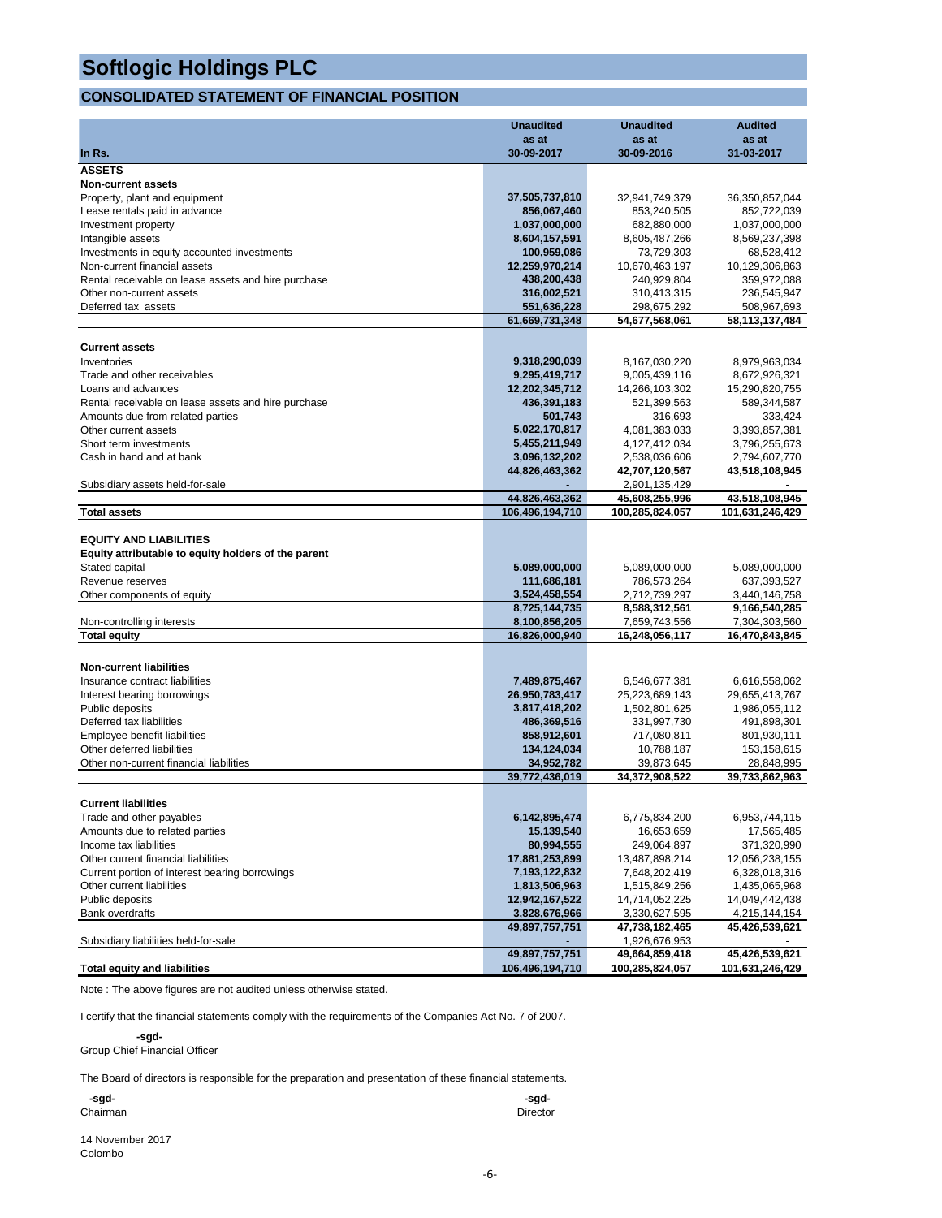# Softlogic Holdings PLC

## CONSOLIDATED STATEMENT OF FINANCIAL POSITION

| In Rs. | Unaudited as at 30-09-2017 | Unaudited as at 30-09-2016 | Audited as at 31-03-2017 |
|---|---|---|---|
| **ASSETS** | | | |
| **Non-current assets** | | | |
| Property, plant and equipment | **37,505,737,810** | 32,941,749,379 | 36,350,857,044 |
| Lease rentals paid in advance | **856,067,460** | 853,240,505 | 852,722,039 |
| Investment property | **1,037,000,000** | 682,880,000 | 1,037,000,000 |
| Intangible assets | **8,604,157,591** | 8,605,487,266 | 8,569,237,398 |
| Investments in equity accounted investments | **100,959,086** | 73,729,303 | 68,528,412 |
| Non-current financial assets | **12,259,970,214** | 10,670,463,197 | 10,129,306,863 |
| Rental receivable on lease assets and hire purchase | **438,200,438** | 240,929,804 | 359,972,088 |
| Other non-current assets | **316,002,521** | 310,413,315 | 236,545,947 |
| Deferred tax assets | **551,636,228** | 298,675,292 | 508,967,693 |
| | **61,669,731,348** | **54,677,568,061** | **58,113,137,484** |
| **Current assets** | | | |
| Inventories | **9,318,290,039** | 8,167,030,220 | 8,979,963,034 |
| Trade and other receivables | **9,295,419,717** | 9,005,439,116 | 8,672,926,321 |
| Loans and advances | **12,202,345,712** | 14,266,103,302 | 15,290,820,755 |
| Rental receivable on lease assets and hire purchase | **436,391,183** | 521,399,563 | 589,344,587 |
| Amounts due from related parties | **501,743** | 316,693 | 333,424 |
| Other current assets | **5,022,170,817** | 4,081,383,033 | 3,393,857,381 |
| Short term investments | **5,455,211,949** | 4,127,412,034 | 3,796,255,673 |
| Cash in hand and at bank | **3,096,132,202** | 2,538,036,606 | 2,794,607,770 |
| | **44,826,463,362** | **42,707,120,567** | **43,518,108,945** |
| Subsidiary assets held-for-sale | - | 2,901,135,429 | - |
| | **44,826,463,362** | **45,608,255,996** | **43,518,108,945** |
| **Total assets** | **106,496,194,710** | **100,285,824,057** | **101,631,246,429** |
| **EQUITY AND LIABILITIES** | | | |
| **Equity attributable to equity holders of the parent** | | | |
| Stated capital | **5,089,000,000** | 5,089,000,000 | 5,089,000,000 |
| Revenue reserves | **111,686,181** | 786,573,264 | 637,393,527 |
| Other components of equity | **3,524,458,554** | 2,712,739,297 | 3,440,146,758 |
| | **8,725,144,735** | **8,588,312,561** | **9,166,540,285** |
| Non-controlling interests | **8,100,856,205** | 7,659,743,556 | 7,304,303,560 |
| **Total equity** | **16,826,000,940** | **16,248,056,117** | **16,470,843,845** |
| **Non-current liabilities** | | | |
| Insurance contract liabilities | **7,489,875,467** | 6,546,677,381 | 6,616,558,062 |
| Interest bearing borrowings | **26,950,783,417** | 25,223,689,143 | 29,655,413,767 |
| Public deposits | **3,817,418,202** | 1,502,801,625 | 1,986,055,112 |
| Deferred tax liabilities | **486,369,516** | 331,997,730 | 491,898,301 |
| Employee benefit liabilities | **858,912,601** | 717,080,811 | 801,930,111 |
| Other deferred liabilities | **134,124,034** | 10,788,187 | 153,158,615 |
| Other non-current financial liabilities | **34,952,782** | 39,873,645 | 28,848,995 |
| | **39,772,436,019** | **34,372,908,522** | **39,733,862,963** |
| **Current liabilities** | | | |
| Trade and other payables | **6,142,895,474** | 6,775,834,200 | 6,953,744,115 |
| Amounts due to related parties | **15,139,540** | 16,653,659 | 17,565,485 |
| Income tax liabilities | **80,994,555** | 249,064,897 | 371,320,990 |
| Other current financial liabilities | **17,881,253,899** | 13,487,898,214 | 12,056,238,155 |
| Current portion of interest bearing borrowings | **7,193,122,832** | 7,648,202,419 | 6,328,018,316 |
| Other current liabilities | **1,813,506,963** | 1,515,849,256 | 1,435,065,968 |
| Public deposits | **12,942,167,522** | 14,714,052,225 | 14,049,442,438 |
| Bank overdrafts | **3,828,676,966** | 3,330,627,595 | 4,215,144,154 |
| | **49,897,757,751** | **47,738,182,465** | **45,426,539,621** |
| Subsidiary liabilities held-for-sale | - | 1,926,676,953 | - |
| | **49,897,757,751** | **49,664,859,418** | **45,426,539,621** |
| **Total equity and liabilities** | **106,496,194,710** | **100,285,824,057** | **101,631,246,429** |

Note : The above figures are not audited unless otherwise stated.

I certify that the financial statements comply with the requirements of the Companies Act No. 7 of 2007.

**-sgd-**
Group Chief Financial Officer

The Board of directors is responsible for the preparation and presentation of these financial statements.

**-sgd-**
Chairman

**-sgd-**
Director

14 November 2017
Colombo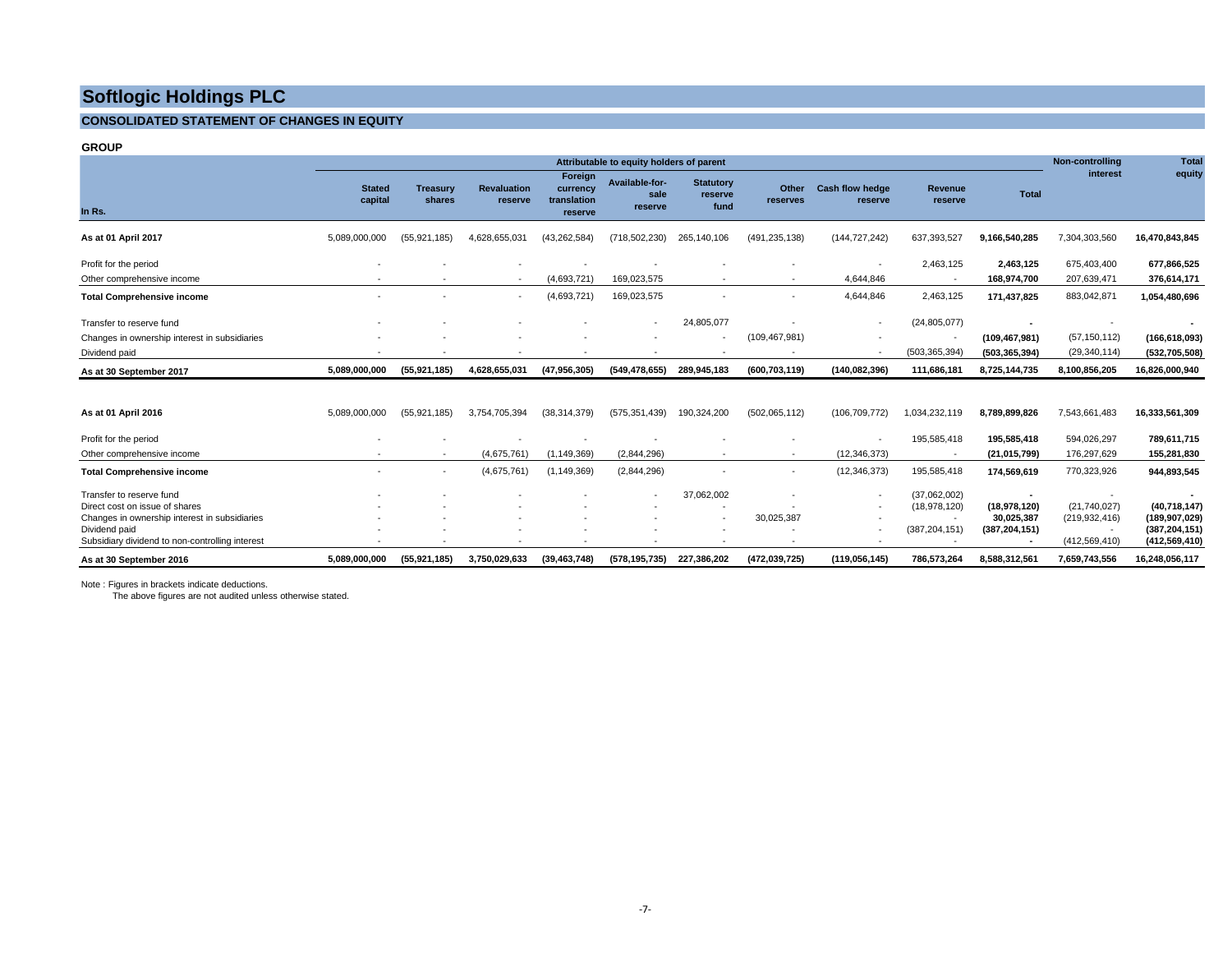# Softlogic Holdings PLC

## CONSOLIDATED STATEMENT OF CHANGES IN EQUITY

**GROUP**

| In Rs. | Attributable to equity holders of parent | | | | | | | | | | Non-controlling interest | Total equity |
|---|---|---|---|---|---|---|---|---|---|---|---|---|
| | Stated capital | Treasury shares | Revaluation reserve | Foreign currency translation reserve | Available-for-sale reserve | Statutory reserve fund | Other reserves | Cash flow hedge reserve | Revenue reserve | Total | | |
| **As at 01 April 2017** | 5,089,000,000 | (55,921,185) | 4,628,655,031 | (43,262,584) | (718,502,230) | 265,140,106 | (491,235,138) | (144,727,242) | 637,393,527 | **9,166,540,285** | 7,304,303,560 | **16,470,843,845** |
| Profit for the period | - | - | - | - | - | - | - | - | 2,463,125 | **2,463,125** | 675,403,400 | **677,866,525** |
| Other comprehensive income | - | - | - | (4,693,721) | 169,023,575 | - | - | 4,644,846 | - | **168,974,700** | 207,639,471 | **376,614,171** |
| **Total Comprehensive income** | - | - | - | (4,693,721) | 169,023,575 | - | - | 4,644,846 | 2,463,125 | **171,437,825** | 883,042,871 | **1,054,480,696** |
| Transfer to reserve fund | - | - | - | - | - | 24,805,077 | - | - | (24,805,077) | **-** | - | **-** |
| Changes in ownership interest in subsidiaries | - | - | - | - | - | - | (109,467,981) | - | - | **(109,467,981)** | (57,150,112) | **(166,618,093)** |
| Dividend paid | - | - | - | - | - | - | - | - | (503,365,394) | **(503,365,394)** | (29,340,114) | **(532,705,508)** |
| **As at 30 September 2017** | **5,089,000,000** | **(55,921,185)** | **4,628,655,031** | **(47,956,305)** | **(549,478,655)** | **289,945,183** | **(600,703,119)** | **(140,082,396)** | **111,686,181** | **8,725,144,735** | **8,100,856,205** | **16,826,000,940** |
| | | | | | | | | | | | | |
| **As at 01 April 2016** | 5,089,000,000 | (55,921,185) | 3,754,705,394 | (38,314,379) | (575,351,439) | 190,324,200 | (502,065,112) | (106,709,772) | 1,034,232,119 | **8,789,899,826** | 7,543,661,483 | **16,333,561,309** |
| Profit for the period | - | - | - | - | - | - | - | - | 195,585,418 | **195,585,418** | 594,026,297 | **789,611,715** |
| Other comprehensive income | - | - | (4,675,761) | (1,149,369) | (2,844,296) | - | - | (12,346,373) | - | **(21,015,799)** | 176,297,629 | **155,281,830** |
| **Total Comprehensive income** | - | - | (4,675,761) | (1,149,369) | (2,844,296) | - | - | (12,346,373) | 195,585,418 | **174,569,619** | 770,323,926 | **944,893,545** |
| Transfer to reserve fund | - | - | - | - | - | 37,062,002 | - | - | (37,062,002) | **-** | - | **-** |
| Direct cost on issue of shares | - | - | - | - | - | - | - | - | (18,978,120) | **(18,978,120)** | (21,740,027) | **(40,718,147)** |
| Changes in ownership interest in subsidiaries | - | - | - | - | - | - | 30,025,387 | - | - | **30,025,387** | (219,932,416) | **(189,907,029)** |
| Dividend paid | - | - | - | - | - | - | - | - | (387,204,151) | **(387,204,151)** | - | **(387,204,151)** |
| Subsidiary dividend to non-controlling interest | - | - | - | - | - | - | - | - | - | **-** | (412,569,410) | **(412,569,410)** |
| **As at 30 September 2016** | **5,089,000,000** | **(55,921,185)** | **3,750,029,633** | **(39,463,748)** | **(578,195,735)** | **227,386,202** | **(472,039,725)** | **(119,056,145)** | **786,573,264** | **8,588,312,561** | **7,659,743,556** | **16,248,056,117** |

Note : Figures in brackets indicate deductions.
The above figures are not audited unless otherwise stated.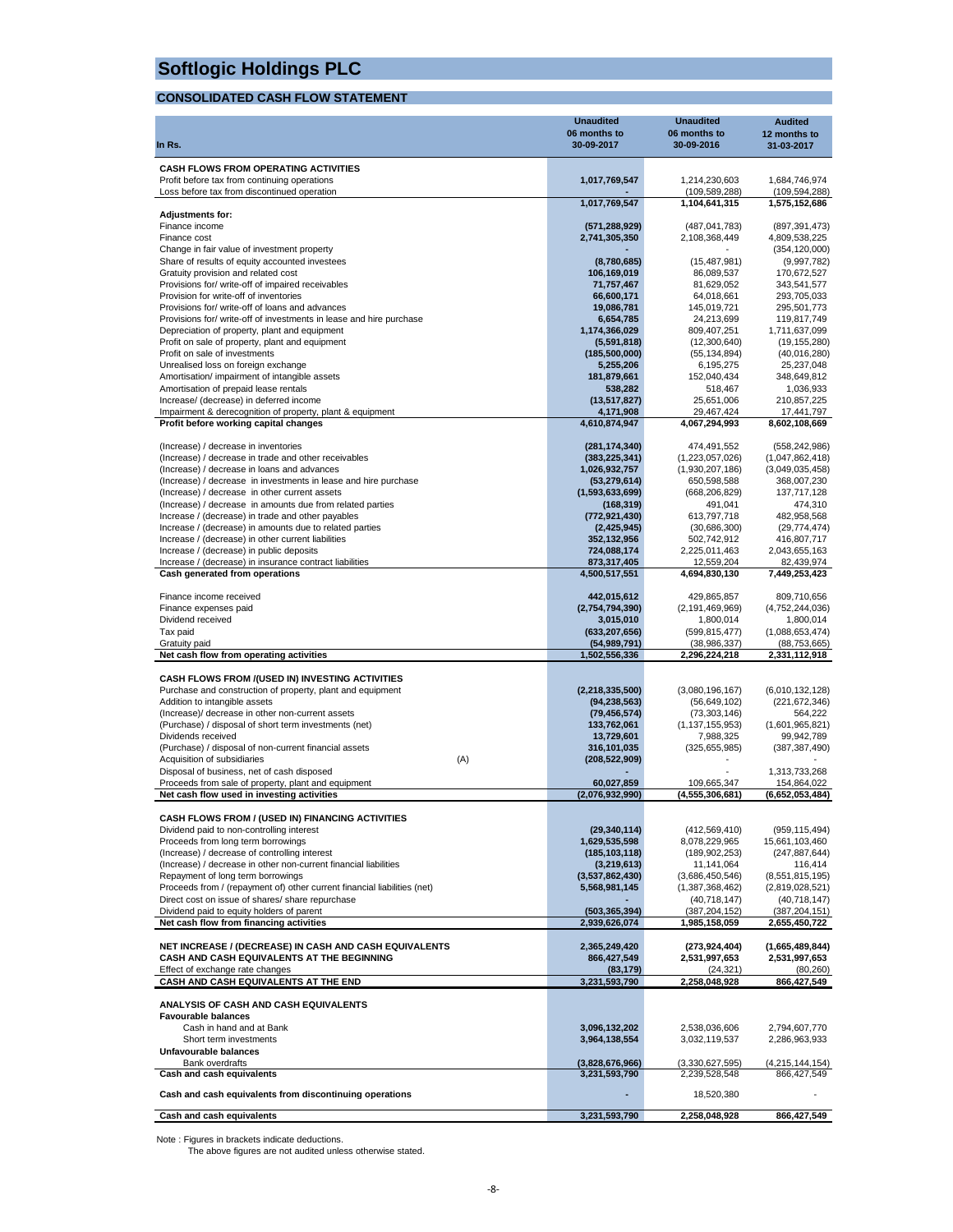# Softlogic Holdings PLC

## CONSOLIDATED CASH FLOW STATEMENT

| In Rs. | | Unaudited 06 months to 30-09-2017 | Unaudited 06 months to 30-09-2016 | Audited 12 months to 31-03-2017 |
|---|---|---|---|---|
| **CASH FLOWS FROM OPERATING ACTIVITIES** | | | | |
| Profit before tax from continuing operations | | 1,017,769,547 | 1,214,230,603 | 1,684,746,974 |
| Loss before tax from discontinued operation | | - | (109,589,288) | (109,594,288) |
| | | 1,017,769,547 | 1,104,641,315 | 1,575,152,686 |
| **Adjustments for:** | | | | |
| Finance income | | (571,288,929) | (487,041,783) | (897,391,473) |
| Finance cost | | 2,741,305,350 | 2,108,368,449 | 4,809,538,225 |
| Change in fair value of investment property | | - | - | (354,120,000) |
| Share of results of equity accounted investees | | (8,780,685) | (15,487,981) | (9,997,782) |
| Gratuity provision and related cost | | 106,169,019 | 86,089,537 | 170,672,527 |
| Provisions for/ write-off of impaired receivables | | 71,757,467 | 81,629,052 | 343,541,577 |
| Provision for write-off of inventories | | 66,600,171 | 64,018,661 | 293,705,033 |
| Provisions for/ write-off of loans and advances | | 19,086,781 | 145,019,721 | 295,501,773 |
| Provisions for/ write-off of investments in lease and hire purchase | | 6,654,785 | 24,213,699 | 119,817,749 |
| Depreciation of property, plant and equipment | | 1,174,366,029 | 809,407,251 | 1,711,637,099 |
| Profit on sale of property, plant and equipment | | (5,591,818) | (12,300,640) | (19,155,280) |
| Profit on sale of investments | | (185,500,000) | (55,134,894) | (40,016,280) |
| Unrealised loss on foreign exchange | | 5,255,206 | 6,195,275 | 25,237,048 |
| Amortisation/ impairment of intangible assets | | 181,879,661 | 152,040,434 | 348,649,812 |
| Amortisation of prepaid lease rentals | | 538,282 | 518,467 | 1,036,933 |
| Increase/ (decrease) in deferred income | | (13,517,827) | 25,651,006 | 210,857,225 |
| Impairment & derecognition of property, plant & equipment | | 4,171,908 | 29,467,424 | 17,441,797 |
| **Profit before working capital changes** | | 4,610,874,947 | 4,067,294,993 | 8,602,108,669 |
| (Increase) / decrease in inventories | | (281,174,340) | 474,491,552 | (558,242,986) |
| (Increase) / decrease in trade and other receivables | | (383,225,341) | (1,223,057,026) | (1,047,862,418) |
| (Increase) / decrease in loans and advances | | 1,026,932,757 | (1,930,207,186) | (3,049,035,458) |
| (Increase) / decrease in investments in lease and hire purchase | | (53,279,614) | 650,598,588 | 368,007,230 |
| (Increase) / decrease in other current assets | | (1,593,633,699) | (668,206,829) | 137,717,128 |
| (Increase) / decrease in amounts due from related parties | | (168,319) | 491,041 | 474,310 |
| Increase / (decrease) in trade and other payables | | (772,921,430) | 613,797,718 | 482,958,568 |
| Increase / (decrease) in amounts due to related parties | | (2,425,945) | (30,686,300) | (29,774,474) |
| Increase / (decrease) in other current liabilities | | 352,132,956 | 502,742,912 | 416,807,717 |
| Increase / (decrease) in public deposits | | 724,088,174 | 2,225,011,463 | 2,043,655,163 |
| Increase / (decrease) in insurance contract liabilities | | 873,317,405 | 12,559,204 | 82,439,974 |
| **Cash generated from operations** | | 4,500,517,551 | 4,694,830,130 | 7,449,253,423 |
| Finance income received | | 442,015,612 | 429,865,857 | 809,710,656 |
| Finance expenses paid | | (2,754,794,390) | (2,191,469,969) | (4,752,244,036) |
| Dividend received | | 3,015,010 | 1,800,014 | 1,800,014 |
| Tax paid | | (633,207,656) | (599,815,477) | (1,088,653,474) |
| Gratuity paid | | (54,989,791) | (38,986,337) | (88,753,665) |
| **Net cash flow from operating activities** | | 1,502,556,336 | 2,296,224,218 | 2,331,112,918 |
| **CASH FLOWS FROM /(USED IN) INVESTING ACTIVITIES** | | | | |
| Purchase and construction of property, plant and equipment | | (2,218,335,500) | (3,080,196,167) | (6,010,132,128) |
| Addition to intangible assets | | (94,238,563) | (56,649,102) | (221,672,346) |
| (Increase)/ decrease in other non-current assets | | (79,456,574) | (73,303,146) | 564,222 |
| (Purchase) / disposal of short term investments (net) | | 133,762,061 | (1,137,155,953) | (1,601,965,821) |
| Dividends received | | 13,729,601 | 7,988,325 | 99,942,789 |
| (Purchase) / disposal of non-current financial assets | | 316,101,035 | (325,655,985) | (387,387,490) |
| Acquisition of subsidiaries | (A) | (208,522,909) | - | - |
| Disposal of business, net of cash disposed | | - | - | 1,313,733,268 |
| Proceeds from sale of property, plant and equipment | | 60,027,859 | 109,665,347 | 154,864,022 |
| **Net cash flow used in investing activities** | | (2,076,932,990) | (4,555,306,681) | (6,652,053,484) |
| **CASH FLOWS FROM / (USED IN) FINANCING ACTIVITIES** | | | | |
| Dividend paid to non-controlling interest | | (29,340,114) | (412,569,410) | (959,115,494) |
| Proceeds from long term borrowings | | 1,629,535,598 | 8,078,229,965 | 15,661,103,460 |
| (Increase) / decrease of controlling interest | | (185,103,118) | (189,902,253) | (247,887,644) |
| (Increase) / decrease in other non-current financial liabilities | | (3,219,613) | 11,141,064 | 116,414 |
| Repayment of long term borrowings | | (3,537,862,430) | (3,686,450,546) | (8,551,815,195) |
| Proceeds from / (repayment of) other current financial liabilities (net) | | 5,568,981,145 | (1,387,368,462) | (2,819,028,521) |
| Direct cost on issue of shares/ share repurchase | | - | (40,718,147) | (40,718,147) |
| Dividend paid to equity holders of parent | | (503,365,394) | (387,204,152) | (387,204,151) |
| **Net cash flow from financing activities** | | 2,939,626,074 | 1,985,158,059 | 2,655,450,722 |
| **NET INCREASE / (DECREASE) IN CASH AND CASH EQUIVALENTS** | | 2,365,249,420 | (273,924,404) | (1,665,489,844) |
| **CASH AND CASH EQUIVALENTS AT THE BEGINNING** | | 866,427,549 | 2,531,997,653 | 2,531,997,653 |
| Effect of exchange rate changes | | (83,179) | (24,321) | (80,260) |
| **CASH AND CASH EQUIVALENTS AT THE END** | | 3,231,593,790 | 2,258,048,928 | 866,427,549 |
| **ANALYSIS OF CASH AND CASH EQUIVALENTS** | | | | |
| **Favourable balances** | | | | |
| Cash in hand and at Bank | | 3,096,132,202 | 2,538,036,606 | 2,794,607,770 |
| Short term investments | | 3,964,138,554 | 3,032,119,537 | 2,286,963,933 |
| **Unfavourable balances** | | | | |
| Bank overdrafts | | (3,828,676,966) | (3,330,627,595) | (4,215,144,154) |
| **Cash and cash equivalents** | | 3,231,593,790 | 2,239,528,548 | 866,427,549 |
| **Cash and cash equivalents from discontinuing operations** | | - | 18,520,380 | - |
| **Cash and cash equivalents** | | 3,231,593,790 | 2,258,048,928 | 866,427,549 |

Note : Figures in brackets indicate deductions.
The above figures are not audited unless otherwise stated.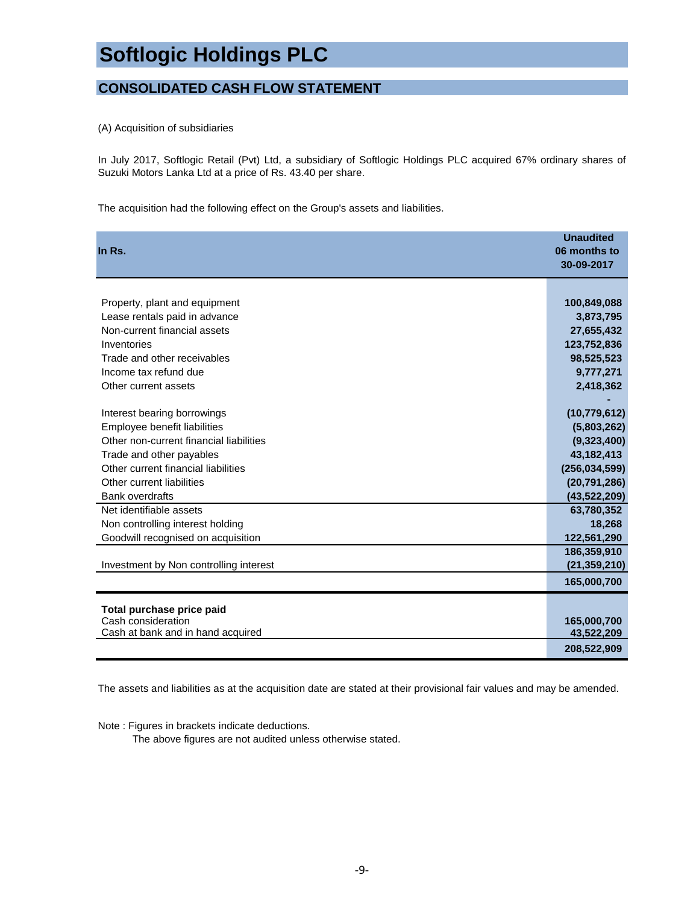# Softlogic Holdings PLC

## CONSOLIDATED CASH FLOW STATEMENT

(A) Acquisition of subsidiaries

In July 2017, Softlogic Retail (Pvt) Ltd, a subsidiary of Softlogic Holdings PLC acquired 67% ordinary shares of Suzuki Motors Lanka Ltd at a price of Rs. 43.40 per share.

The acquisition had the following effect on the Group's assets and liabilities.

| In Rs. | Unaudited 06 months to 30-09-2017 |
|---|---|
| Property, plant and equipment | 100,849,088 |
| Lease rentals paid in advance | 3,873,795 |
| Non-current financial assets | 27,655,432 |
| Inventories | 123,752,836 |
| Trade and other receivables | 98,525,523 |
| Income tax refund due | 9,777,271 |
| Other current assets | 2,418,362 |
| | - |
| Interest bearing borrowings | (10,779,612) |
| Employee benefit liabilities | (5,803,262) |
| Other non-current financial liabilities | (9,323,400) |
| Trade and other payables | 43,182,413 |
| Other current financial liabilities | (256,034,599) |
| Other current liabilities | (20,791,286) |
| Bank overdrafts | (43,522,209) |
| Net identifiable assets | 63,780,352 |
| Non controlling interest holding | 18,268 |
| Goodwill recognised on acquisition | 122,561,290 |
| | 186,359,910 |
| Investment by Non controlling interest | (21,359,210) |
| | 165,000,700 |
| **Total purchase price paid** | |
| Cash consideration | 165,000,700 |
| Cash at bank and in hand acquired | 43,522,209 |
| | 208,522,909 |

The assets and liabilities as at the acquisition date are stated at their provisional fair values and may be amended.

Note : Figures in brackets indicate deductions.
The above figures are not audited unless otherwise stated.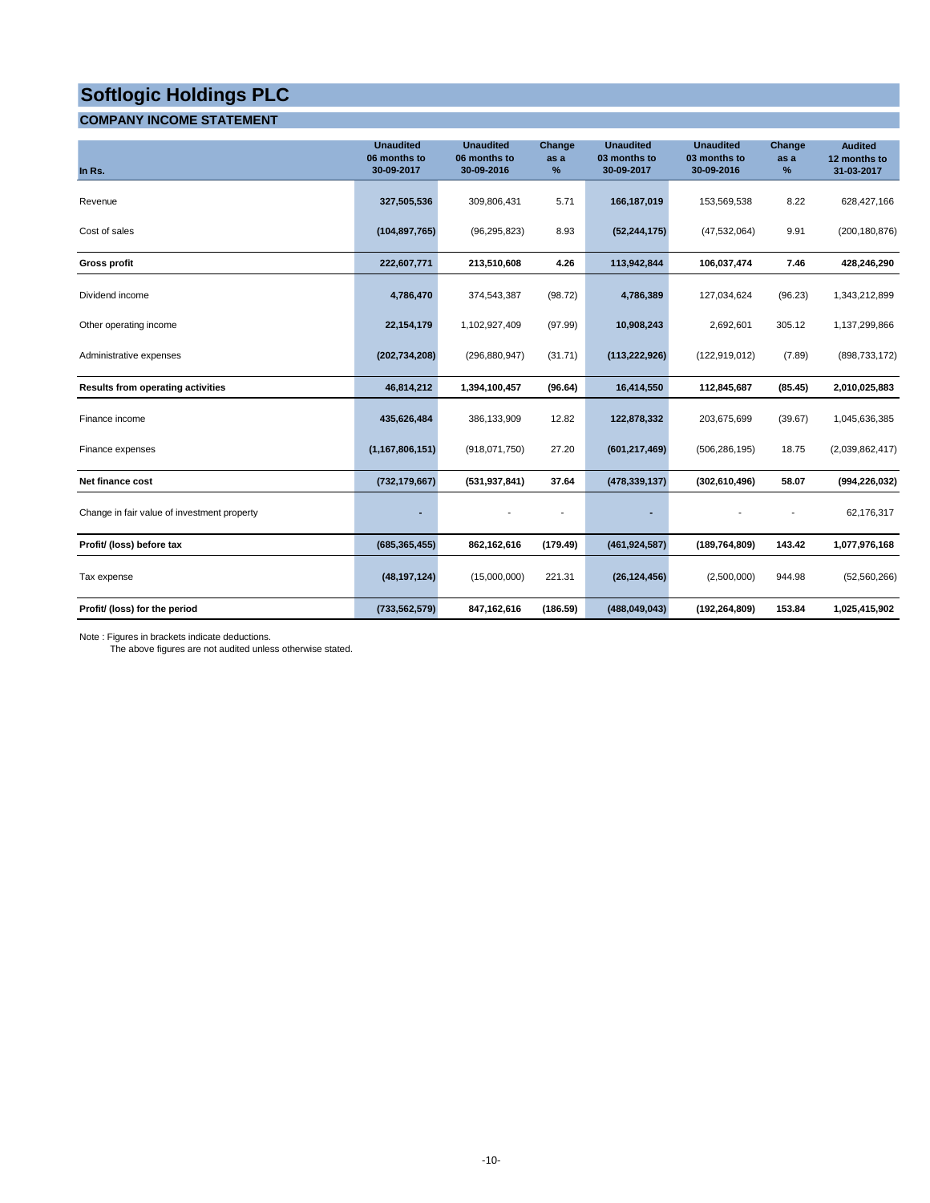# Softlogic Holdings PLC

## COMPANY INCOME STATEMENT

| In Rs. | Unaudited 06 months to 30-09-2017 | Unaudited 06 months to 30-09-2016 | Change as a % | Unaudited 03 months to 30-09-2017 | Unaudited 03 months to 30-09-2016 | Change as a % | Audited 12 months to 31-03-2017 |
|---|---|---|---|---|---|---|---|
| Revenue | **327,505,536** | 309,806,431 | 5.71 | **166,187,019** | 153,569,538 | 8.22 | 628,427,166 |
| Cost of sales | **(104,897,765)** | (96,295,823) | 8.93 | **(52,244,175)** | (47,532,064) | 9.91 | (200,180,876) |
| **Gross profit** | **222,607,771** | **213,510,608** | **4.26** | **113,942,844** | **106,037,474** | **7.46** | **428,246,290** |
| Dividend income | **4,786,470** | 374,543,387 | (98.72) | **4,786,389** | 127,034,624 | (96.23) | 1,343,212,899 |
| Other operating income | **22,154,179** | 1,102,927,409 | (97.99) | **10,908,243** | 2,692,601 | 305.12 | 1,137,299,866 |
| Administrative expenses | **(202,734,208)** | (296,880,947) | (31.71) | **(113,222,926)** | (122,919,012) | (7.89) | (898,733,172) |
| **Results from operating activities** | **46,814,212** | **1,394,100,457** | **(96.64)** | **16,414,550** | **112,845,687** | **(85.45)** | **2,010,025,883** |
| Finance income | **435,626,484** | 386,133,909 | 12.82 | **122,878,332** | 203,675,699 | (39.67) | 1,045,636,385 |
| Finance expenses | **(1,167,806,151)** | (918,071,750) | 27.20 | **(601,217,469)** | (506,286,195) | 18.75 | (2,039,862,417) |
| **Net finance cost** | **(732,179,667)** | **(531,937,841)** | **37.64** | **(478,339,137)** | **(302,610,496)** | **58.07** | **(994,226,032)** |
| Change in fair value of investment property | **-** | - | - | **-** | - | - | 62,176,317 |
| **Profit/ (loss) before tax** | **(685,365,455)** | **862,162,616** | **(179.49)** | **(461,924,587)** | **(189,764,809)** | **143.42** | **1,077,976,168** |
| Tax expense | **(48,197,124)** | (15,000,000) | 221.31 | **(26,124,456)** | (2,500,000) | 944.98 | (52,560,266) |
| **Profit/ (loss) for the period** | **(733,562,579)** | **847,162,616** | **(186.59)** | **(488,049,043)** | **(192,264,809)** | **153.84** | **1,025,415,902** |

Note : Figures in brackets indicate deductions.
The above figures are not audited unless otherwise stated.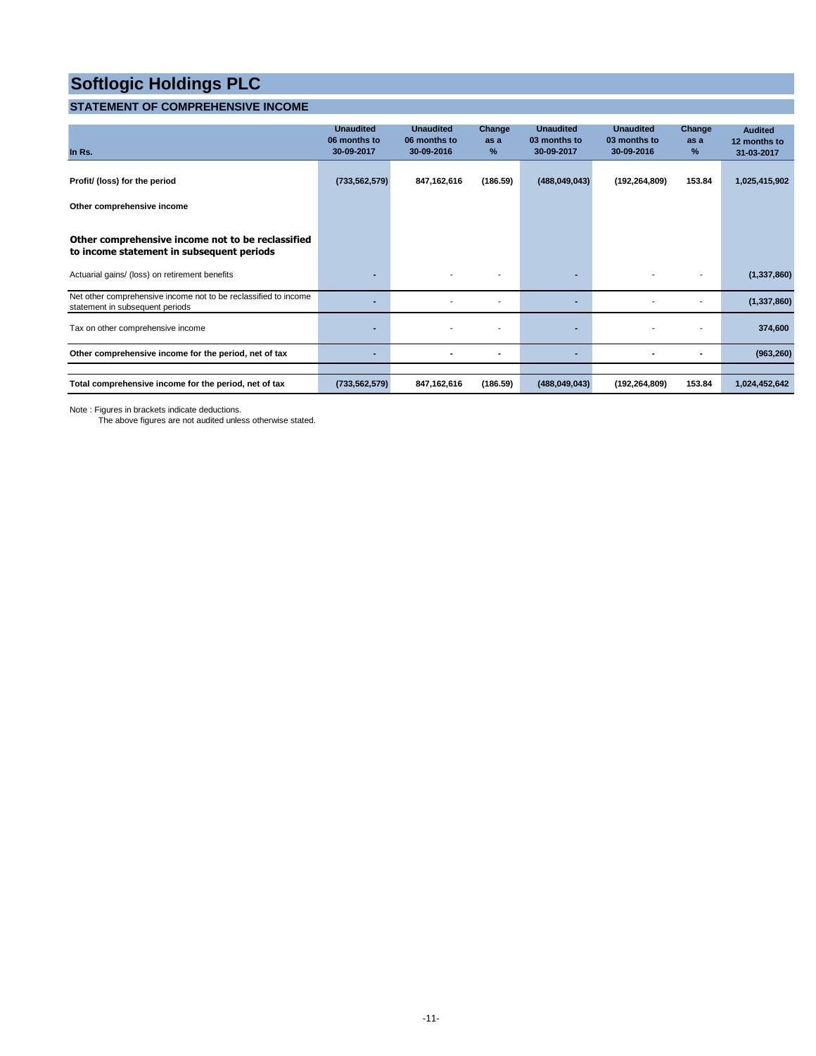# Softlogic Holdings PLC

## STATEMENT OF COMPREHENSIVE INCOME

| In Rs. | Unaudited 06 months to 30-09-2017 | Unaudited 06 months to 30-09-2016 | Change as a % | Unaudited 03 months to 30-09-2017 | Unaudited 03 months to 30-09-2016 | Change as a % | Audited 12 months to 31-03-2017 |
|---|---|---|---|---|---|---|---|
| **Profit/ (loss) for the period** | **(733,562,579)** | **847,162,616** | **(186.59)** | **(488,049,043)** | **(192,264,809)** | **153.84** | **1,025,415,902** |
| **Other comprehensive income** | | | | | | | |
| **Other comprehensive income not to be reclassified to income statement in subsequent periods** | | | | | | | |
| Actuarial gains/ (loss) on retirement benefits | - | - | - | - | - | - | (1,337,860) |
| Net other comprehensive income not to be reclassified to income statement in subsequent periods | - | - | - | - | - | - | (1,337,860) |
| Tax on other comprehensive income | - | - | - | - | - | - | 374,600 |
| **Other comprehensive income for the period, net of tax** | - | - | - | - | - | - | **(963,260)** |
| **Total comprehensive income for the period, net of tax** | **(733,562,579)** | **847,162,616** | **(186.59)** | **(488,049,043)** | **(192,264,809)** | **153.84** | **1,024,452,642** |

Note : Figures in brackets indicate deductions.
The above figures are not audited unless otherwise stated.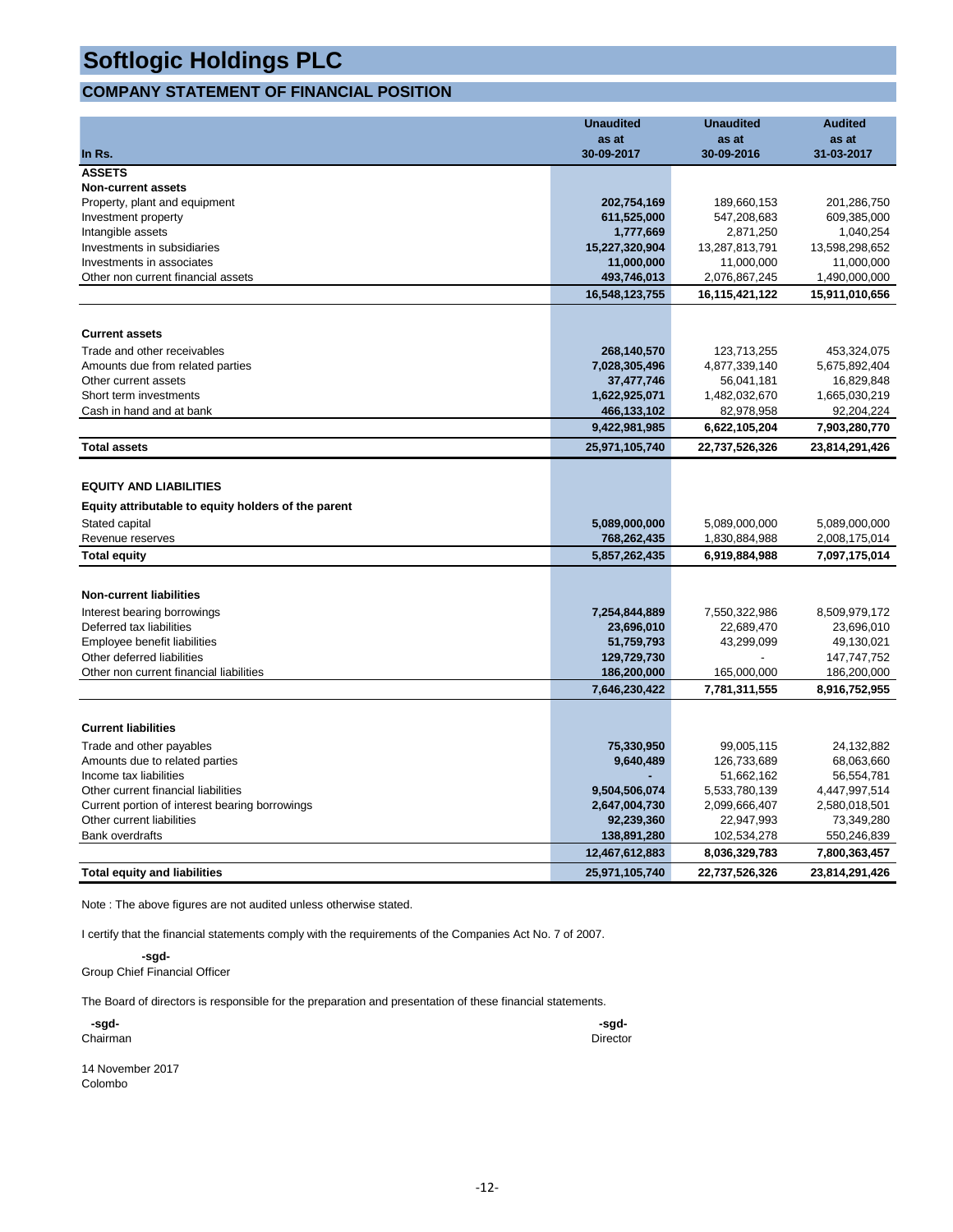# Softlogic Holdings PLC

## COMPANY STATEMENT OF FINANCIAL POSITION

| In Rs. | Unaudited as at 30-09-2017 | Unaudited as at 30-09-2016 | Audited as at 31-03-2017 |
|---|---|---|---|
| **ASSETS** | | | |
| **Non-current assets** | | | |
| Property, plant and equipment | **202,754,169** | 189,660,153 | 201,286,750 |
| Investment property | **611,525,000** | 547,208,683 | 609,385,000 |
| Intangible assets | **1,777,669** | 2,871,250 | 1,040,254 |
| Investments in subsidiaries | **15,227,320,904** | 13,287,813,791 | 13,598,298,652 |
| Investments in associates | **11,000,000** | 11,000,000 | 11,000,000 |
| Other non current financial assets | **493,746,013** | 2,076,867,245 | 1,490,000,000 |
| | **16,548,123,755** | **16,115,421,122** | **15,911,010,656** |
| **Current assets** | | | |
| Trade and other receivables | **268,140,570** | 123,713,255 | 453,324,075 |
| Amounts due from related parties | **7,028,305,496** | 4,877,339,140 | 5,675,892,404 |
| Other current assets | **37,477,746** | 56,041,181 | 16,829,848 |
| Short term investments | **1,622,925,071** | 1,482,032,670 | 1,665,030,219 |
| Cash in hand and at bank | **466,133,102** | 82,978,958 | 92,204,224 |
| | **9,422,981,985** | **6,622,105,204** | **7,903,280,770** |
| **Total assets** | **25,971,105,740** | **22,737,526,326** | **23,814,291,426** |
| **EQUITY AND LIABILITIES** | | | |
| **Equity attributable to equity holders of the parent** | | | |
| Stated capital | **5,089,000,000** | 5,089,000,000 | 5,089,000,000 |
| Revenue reserves | **768,262,435** | 1,830,884,988 | 2,008,175,014 |
| **Total equity** | **5,857,262,435** | **6,919,884,988** | **7,097,175,014** |
| **Non-current liabilities** | | | |
| Interest bearing borrowings | **7,254,844,889** | 7,550,322,986 | 8,509,979,172 |
| Deferred tax liabilities | **23,696,010** | 22,689,470 | 23,696,010 |
| Employee benefit liabilities | **51,759,793** | 43,299,099 | 49,130,021 |
| Other deferred liabilities | **129,729,730** | - | 147,747,752 |
| Other non current financial liabilities | **186,200,000** | 165,000,000 | 186,200,000 |
| | **7,646,230,422** | **7,781,311,555** | **8,916,752,955** |
| **Current liabilities** | | | |
| Trade and other payables | **75,330,950** | 99,005,115 | 24,132,882 |
| Amounts due to related parties | **9,640,489** | 126,733,689 | 68,063,660 |
| Income tax liabilities | **-** | 51,662,162 | 56,554,781 |
| Other current financial liabilities | **9,504,506,074** | 5,533,780,139 | 4,447,997,514 |
| Current portion of interest bearing borrowings | **2,647,004,730** | 2,099,666,407 | 2,580,018,501 |
| Other current liabilities | **92,239,360** | 22,947,993 | 73,349,280 |
| Bank overdrafts | **138,891,280** | 102,534,278 | 550,246,839 |
| | **12,467,612,883** | **8,036,329,783** | **7,800,363,457** |
| **Total equity and liabilities** | **25,971,105,740** | **22,737,526,326** | **23,814,291,426** |

Note : The above figures are not audited unless otherwise stated.

I certify that the financial statements comply with the requirements of the Companies Act No. 7 of 2007.

**-sgd-**
Group Chief Financial Officer

The Board of directors is responsible for the preparation and presentation of these financial statements.

**-sgd-**
Chairman

**-sgd-**
Director

14 November 2017
Colombo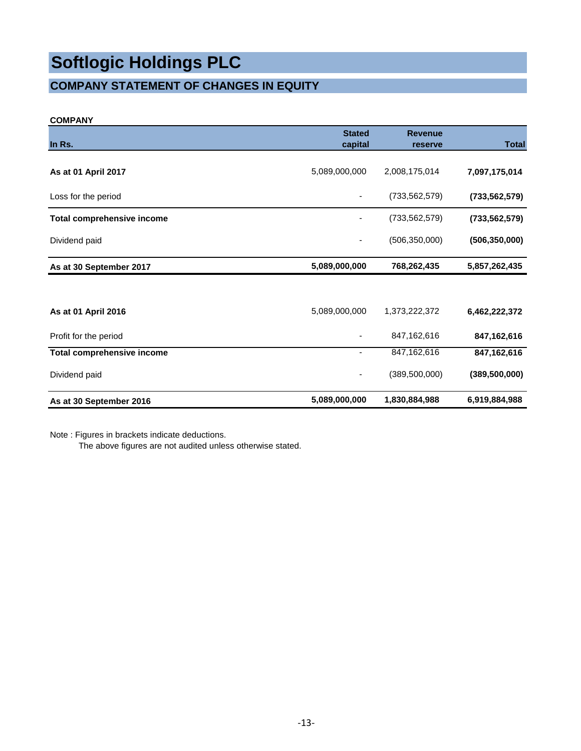# Softlogic Holdings PLC

## COMPANY STATEMENT OF CHANGES IN EQUITY

**COMPANY**

| In Rs. | Stated capital | Revenue reserve | Total |
|---|---|---|---|
| **As at 01 April 2017** | 5,089,000,000 | 2,008,175,014 | **7,097,175,014** |
| Loss for the period | - | (733,562,579) | **(733,562,579)** |
| **Total comprehensive income** | - | (733,562,579) | **(733,562,579)** |
| Dividend paid | - | (506,350,000) | **(506,350,000)** |
| **As at 30 September 2017** | **5,089,000,000** | **768,262,435** | **5,857,262,435** |
| | | | |
| **As at 01 April 2016** | 5,089,000,000 | 1,373,222,372 | **6,462,222,372** |
| Profit for the period | - | 847,162,616 | **847,162,616** |
| **Total comprehensive income** | - | 847,162,616 | **847,162,616** |
| Dividend paid | - | (389,500,000) | **(389,500,000)** |
| **As at 30 September 2016** | **5,089,000,000** | **1,830,884,988** | **6,919,884,988** |

Note : Figures in brackets indicate deductions.
The above figures are not audited unless otherwise stated.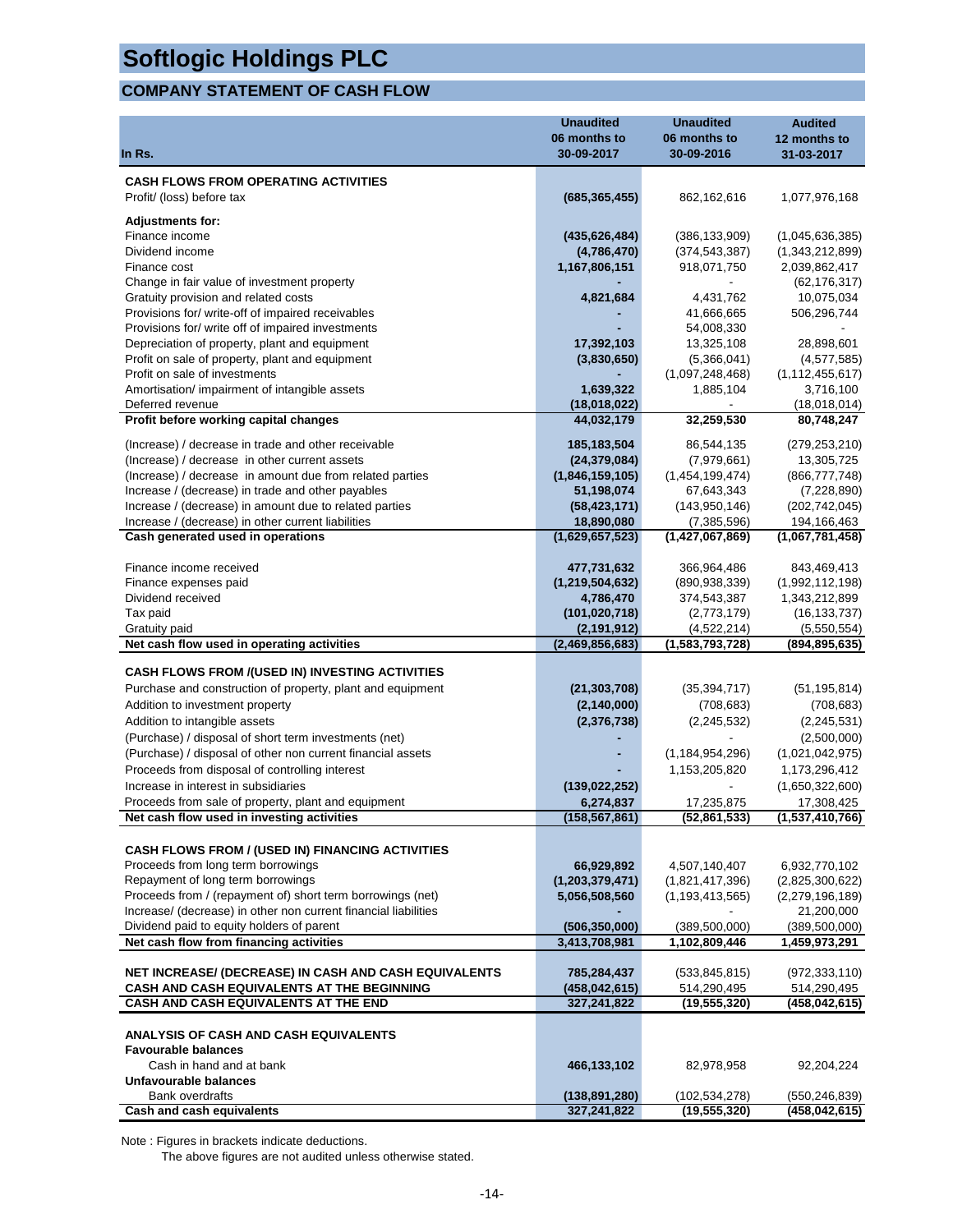# Softlogic Holdings PLC

## COMPANY STATEMENT OF CASH FLOW

| In Rs. | Unaudited 06 months to 30-09-2017 | Unaudited 06 months to 30-09-2016 | Audited 12 months to 31-03-2017 |
|---|---|---|---|
| **CASH FLOWS FROM OPERATING ACTIVITIES** | | | |
| Profit/ (loss) before tax | **(685,365,455)** | 862,162,616 | 1,077,976,168 |
| **Adjustments for:** | | | |
| Finance income | **(435,626,484)** | (386,133,909) | (1,045,636,385) |
| Dividend income | **(4,786,470)** | (374,543,387) | (1,343,212,899) |
| Finance cost | **1,167,806,151** | 918,071,750 | 2,039,862,417 |
| Change in fair value of investment property | **-** | - | (62,176,317) |
| Gratuity provision and related costs | **4,821,684** | 4,431,762 | 10,075,034 |
| Provisions for/ write-off of impaired receivables | **-** | 41,666,665 | 506,296,744 |
| Provisions for/ write off of impaired investments | **-** | 54,008,330 | - |
| Depreciation of property, plant and equipment | **17,392,103** | 13,325,108 | 28,898,601 |
| Profit on sale of property, plant and equipment | **(3,830,650)** | (5,366,041) | (4,577,585) |
| Profit on sale of investments | **-** | (1,097,248,468) | (1,112,455,617) |
| Amortisation/ impairment of intangible assets | **1,639,322** | 1,885,104 | 3,716,100 |
| Deferred revenue | **(18,018,022)** | - | (18,018,014) |
| **Profit before working capital changes** | **44,032,179** | **32,259,530** | **80,748,247** |
| (Increase) / decrease in trade and other receivable | **185,183,504** | 86,544,135 | (279,253,210) |
| (Increase) / decrease in other current assets | **(24,379,084)** | (7,979,661) | 13,305,725 |
| (Increase) / decrease in amount due from related parties | **(1,846,159,105)** | (1,454,199,474) | (866,777,748) |
| Increase / (decrease) in trade and other payables | **51,198,074** | 67,643,343 | (7,228,890) |
| Increase / (decrease) in amount due to related parties | **(58,423,171)** | (143,950,146) | (202,742,045) |
| Increase / (decrease) in other current liabilities | **18,890,080** | (7,385,596) | 194,166,463 |
| **Cash generated used in operations** | **(1,629,657,523)** | **(1,427,067,869)** | **(1,067,781,458)** |
| Finance income received | **477,731,632** | 366,964,486 | 843,469,413 |
| Finance expenses paid | **(1,219,504,632)** | (890,938,339) | (1,992,112,198) |
| Dividend received | **4,786,470** | 374,543,387 | 1,343,212,899 |
| Tax paid | **(101,020,718)** | (2,773,179) | (16,133,737) |
| Gratuity paid | **(2,191,912)** | (4,522,214) | (5,550,554) |
| **Net cash flow used in operating activities** | **(2,469,856,683)** | **(1,583,793,728)** | **(894,895,635)** |
| **CASH FLOWS FROM /(USED IN) INVESTING ACTIVITIES** | | | |
| Purchase and construction of property, plant and equipment | **(21,303,708)** | (35,394,717) | (51,195,814) |
| Addition to investment property | **(2,140,000)** | (708,683) | (708,683) |
| Addition to intangible assets | **(2,376,738)** | (2,245,532) | (2,245,531) |
| (Purchase) / disposal of short term investments (net) | **-** | - | (2,500,000) |
| (Purchase) / disposal of other non current financial assets | **-** | (1,184,954,296) | (1,021,042,975) |
| Proceeds from disposal of controlling interest | **-** | 1,153,205,820 | 1,173,296,412 |
| Increase in interest in subsidiaries | **(139,022,252)** | - | (1,650,322,600) |
| Proceeds from sale of property, plant and equipment | **6,274,837** | 17,235,875 | 17,308,425 |
| **Net cash flow used in investing activities** | **(158,567,861)** | **(52,861,533)** | **(1,537,410,766)** |
| **CASH FLOWS FROM / (USED IN) FINANCING ACTIVITIES** | | | |
| Proceeds from long term borrowings | **66,929,892** | 4,507,140,407 | 6,932,770,102 |
| Repayment of long term borrowings | **(1,203,379,471)** | (1,821,417,396) | (2,825,300,622) |
| Proceeds from / (repayment of) short term borrowings (net) | **5,056,508,560** | (1,193,413,565) | (2,279,196,189) |
| Increase/ (decrease) in other non current financial liabilities | **-** | - | 21,200,000 |
| Dividend paid to equity holders of parent | **(506,350,000)** | (389,500,000) | (389,500,000) |
| **Net cash flow from financing activities** | **3,413,708,981** | **1,102,809,446** | **1,459,973,291** |
| **NET INCREASE/ (DECREASE) IN CASH AND CASH EQUIVALENTS** | **785,284,437** | (533,845,815) | (972,333,110) |
| **CASH AND CASH EQUIVALENTS AT THE BEGINNING** | **(458,042,615)** | 514,290,495 | 514,290,495 |
| **CASH AND CASH EQUIVALENTS AT THE END** | **327,241,822** | **(19,555,320)** | **(458,042,615)** |
| **ANALYSIS OF CASH AND CASH EQUIVALENTS** | | | |
| **Favourable balances** | | | |
| Cash in hand and at bank | **466,133,102** | 82,978,958 | 92,204,224 |
| **Unfavourable balances** | | | |
| Bank overdrafts | **(138,891,280)** | (102,534,278) | (550,246,839) |
| **Cash and cash equivalents** | **327,241,822** | **(19,555,320)** | **(458,042,615)** |

Note : Figures in brackets indicate deductions.
The above figures are not audited unless otherwise stated.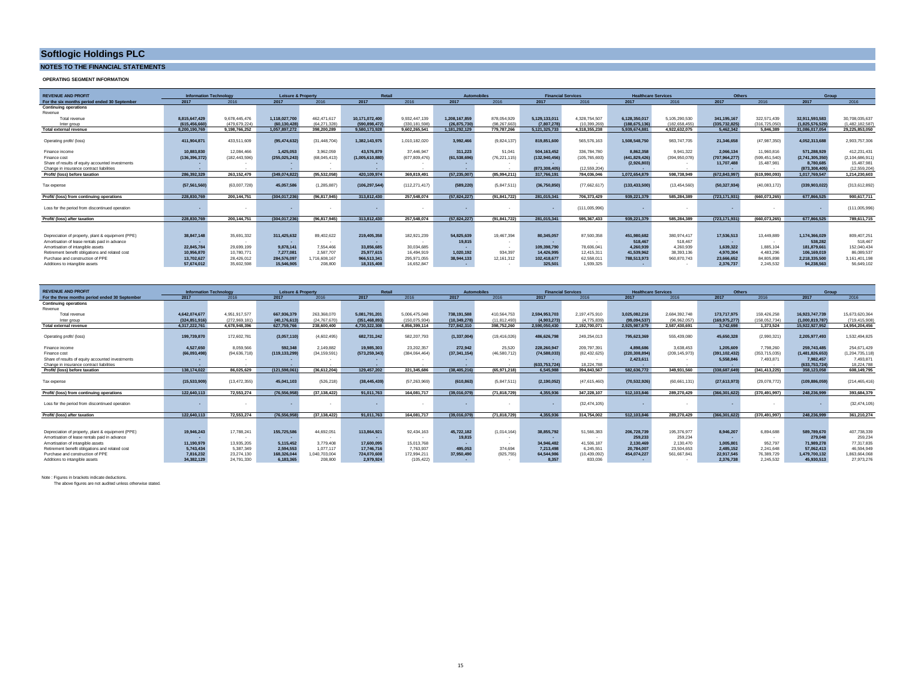# Softlogic Holdings PLC

## NOTES TO THE FINANCIAL STATEMENTS

### OPERATING SEGMENT INFORMATION

| REVENUE AND PROFIT | Information Technology | | Leisure & Property | | Retail | | Automobiles | | Financial Services | | Healthcare Services | | Others | | Group | |
|---|---|---|---|---|---|---|---|---|---|---|---|---|---|---|---|---|
| For the six months period ended 30 September | 2017 | 2016 | 2017 | 2016 | 2017 | 2016 | 2017 | 2016 | 2017 | 2016 | 2017 | 2016 | 2017 | 2016 | 2017 | 2016 |
| **Continuing operations** | | | | | | | | | | | | | | | | |
| Revenue | | | | | | | | | | | | | | | | |
| Total revenue | 8,815,647,429 | 9,678,445,476 | 1,118,027,700 | 462,471,617 | 10,171,072,400 | 9,932,447,139 | 1,208,167,859 | 878,054,929 | 5,129,133,011 | 4,328,754,507 | 6,128,350,017 | 5,105,290,530 | 341,195,167 | 322,571,439 | 32,911,593,583 | 30,708,035,637 |
| Inter group | (615,456,660) | (479,679,224) | (60,130,428) | (64,271,328) | (590,898,472) | (330,181,598) | (26,875,730) | (98,267,663) | (7,807,278) | (10,399,269) | (188,675,136) | (182,658,455) | (335,732,825) | (316,725,050) | (1,825,576,529) | (1,482,182,587) |
| **Total external revenue** | 8,200,190,769 | 9,198,766,252 | 1,057,897,272 | 398,200,289 | 9,580,173,928 | 9,602,265,541 | 1,181,292,129 | 779,787,266 | 5,121,325,733 | 4,318,355,238 | 5,939,674,881 | 4,922,632,075 | 5,462,342 | 5,846,389 | 31,086,017,054 | 29,225,853,050 |
| Operating profit/ (loss) | 411,904,871 | 433,511,609 | (95,474,632) | (31,448,704) | 1,382,143,975 | 1,010,182,020 | 3,992,466 | (9,824,137) | 819,851,600 | 565,576,163 | 1,508,548,750 | 983,747,705 | 21,346,658 | (47,987,350) | 4,052,313,648 | 2,903,757,306 |
| Finance income | 10,883,830 | 12,084,466 | 1,425,053 | 3,962,059 | 43,576,879 | 37,446,947 | 311,223 | 51,041 | 504,163,452 | 336,784,780 | 8,862,358 | 9,941,322 | 2,066,134 | 11,960,816 | 571,288,929 | 412,231,431 |
| Finance cost | (136,396,372) | (182,443,596) | (255,025,243) | (68,045,413) | (1,005,610,880) | (677,809,476) | (61,538,696) | (76,221,115) | (132,940,456) | (105,765,693) | (441,829,426) | (394,950,078) | (707,964,277) | (599,451,540) | (2,741,305,350) | (2,104,686,911) |
| Share of results of equity accounted investments | - | - | - | - | - | - | - | - | - | - | (2,926,803) | - | 11,707,488 | 15,487,981 | 8,780,685 | 15,487,981 |
| Change in insurance contract liabilities | - | - | - | - | - | - | - | - | (873,308,405) | (12,559,204) | - | - | - | - | (873,308,405) | (12,559,204) |
| **Profit/ (loss) before taxation** | 286,392,329 | 263,152,479 | (349,074,822) | (95,532,058) | 420,109,974 | 369,819,491 | (57,235,007) | (85,994,211) | 317,766,191 | 784,036,046 | 1,072,654,879 | 598,738,949 | (672,843,997) | (619,990,093) | 1,017,769,547 | 1,214,230,603 |
| Tax expense | (57,561,560) | (63,007,728) | 45,057,586 | (1,285,887) | (106,297,544) | (112,271,417) | (589,220) | (5,847,511) | (36,750,850) | (77,662,617) | (133,433,500) | (13,454,560) | (50,327,934) | (40,083,172) | (339,903,022) | (313,612,892) |
| **Profit/ (loss) from continuing operations** | 228,830,769 | 200,144,751 | (304,017,236) | (96,817,945) | 313,812,430 | 257,548,074 | (57,824,227) | (91,841,722) | 281,015,341 | 706,373,429 | 939,221,379 | 585,284,389 | (723,171,931) | (660,073,265) | 677,866,525 | 900,617,711 |
| Loss for the period from discontinued operation | - | - | - | - | - | - | - | - | - | (111,005,996) | - | - | - | - | - | (111,005,996) |
| **Profit/ (loss) after taxation** | 228,830,769 | 200,144,751 | (304,017,236) | (96,817,945) | 313,812,430 | 257,548,074 | (57,824,227) | (91,841,722) | 281,015,341 | 595,367,433 | 939,221,379 | 585,284,389 | (723,171,931) | (660,073,265) | 677,866,525 | 789,611,715 |
| Depreciation of property, plant & equipment (PPE) | 38,847,148 | 35,691,332 | 311,425,632 | 89,402,622 | 219,405,358 | 182,921,239 | 54,825,639 | 19,467,394 | 80,345,057 | 87,500,358 | 451,980,682 | 380,974,417 | 17,536,513 | 13,449,889 | 1,174,366,029 | 809,407,251 |
| Amortisation of lease rentals paid in advance | - | - | - | - | - | - | 19,815 | - | - | - | 518,467 | 518,467 | - | - | 538,282 | 518,467 |
| Amortisation of intangible assets | 22,845,784 | 29,699,199 | 9,878,141 | 7,554,466 | 33,856,685 | 30,034,685 | - | - | 109,398,790 | 78,606,041 | 4,260,939 | 4,260,939 | 1,639,322 | 1,885,104 | 181,879,661 | 152,040,434 |
| Retirement benefit obligations and related cost | 10,956,870 | 10,780,771 | 7,277,081 | 2,587,707 | 25,977,615 | 16,494,919 | 1,020,192 | 934,397 | 14,426,995 | 12,415,311 | 41,539,962 | 38,393,136 | 4,970,304 | 4,483,296 | 106,169,019 | 86,089,537 |
| Purchase and construction of PPE | 13,702,627 | 28,426,012 | 284,576,097 | 1,716,608,167 | 966,513,341 | 295,971,055 | 38,944,133 | 12,161,312 | 102,418,677 | 62,558,011 | 788,513,973 | 960,870,743 | 23,666,652 | 84,805,898 | 2,218,335,500 | 3,161,401,198 |
| Additions to intangible assets | 57,674,012 | 35,602,598 | 15,546,905 | 208,800 | 18,315,408 | 16,652,847 | - | - | 325,501 | 1,939,325 | - | - | 2,376,737 | 2,245,532 | 94,238,563 | 56,649,102 |

| REVENUE AND PROFIT | Information Technology | | Leisure & Property | | Retail | | Automobiles | | Financial Services | | Healthcare Services | | Others | | Group | |
|---|---|---|---|---|---|---|---|---|---|---|---|---|---|---|---|---|
| For the three months period ended 30 September | 2017 | 2016 | 2017 | 2016 | 2017 | 2016 | 2017 | 2016 | 2017 | 2016 | 2017 | 2016 | 2017 | 2016 | 2017 | 2016 |
| **Continuing operations** | | | | | | | | | | | | | | | | |
| Revenue | | | | | | | | | | | | | | | | |
| Total revenue | 4,642,074,677 | 4,951,917,577 | 667,936,379 | 263,368,070 | 5,081,791,201 | 5,006,475,048 | 738,191,588 | 410,564,753 | 2,594,953,703 | 2,197,475,910 | 3,025,082,216 | 2,684,392,748 | 173,717,975 | 159,426,258 | 16,923,747,739 | 15,673,620,364 |
| Inter group | (324,851,916) | (272,969,181) | (40,176,613) | (24,767,670) | (351,468,893) | (150,075,934) | (10,349,278) | (11,812,493) | (4,903,273) | (4,775,839) | (99,094,537) | (96,962,057) | (169,975,277) | (158,052,734) | (1,000,819,787) | (719,415,908) |
| **Total external revenue** | 4,317,222,761 | 4,678,948,396 | 627,759,766 | 238,600,400 | 4,730,322,308 | 4,856,399,114 | 727,842,310 | 398,752,260 | 2,590,050,430 | 2,192,700,071 | 2,925,987,679 | 2,587,430,691 | 3,742,698 | 1,373,524 | 15,922,927,952 | 14,954,204,456 |
| Operating profit/ (loss) | 199,739,870 | 172,602,781 | (3,057,110) | (4,602,495) | 682,731,242 | 582,207,793 | (1,337,004) | (19,416,026) | 486,626,798 | 249,254,013 | 795,623,369 | 555,439,080 | 45,650,328 | (2,990,321) | 2,205,977,493 | 1,532,494,825 |
| Finance income | 4,527,650 | 8,059,566 | 592,348 | 2,149,882 | 19,985,303 | 23,202,357 | 272,942 | 25,520 | 228,260,947 | 209,797,391 | 4,898,686 | 3,638,453 | 1,205,609 | 7,798,260 | 259,743,485 | 254,671,429 |
| Finance cost | (66,093,498) | (94,636,718) | (119,133,299) | (34,159,591) | (573,259,343) | (384,064,464) | (37,341,154) | (46,580,712) | (74,588,033) | (82,432,625) | (220,308,894) | (209,145,973) | (391,102,432) | (353,715,035) | (1,481,826,653) | (1,204,735,118) |
| Share of results of equity accounted investments | - | - | - | - | - | - | - | - | - | - | 2,423,611 | - | 5,558,846 | 7,493,871 | 7,982,457 | 7,493,871 |
| Change in insurance contract liabilities | - | - | - | - | - | - | - | - | (633,753,724) | 18,224,788 | - | - | - | - | (633,753,724) | 18,224,788 |
| **Profit/ (loss) before taxation** | 138,174,022 | 86,025,629 | (121,598,061) | (36,612,204) | 129,457,202 | 221,345,686 | (38,405,216) | (65,971,218) | 6,545,988 | 394,843,567 | 582,636,772 | 349,931,560 | (338,687,649) | (341,413,225) | 358,123,058 | 608,149,795 |
| Tax expense | (15,533,909) | (13,472,355) | 45,041,103 | (526,218) | (38,445,439) | (57,263,969) | (610,863) | (5,847,511) | (2,190,052) | (47,615,460) | (70,532,926) | (60,661,131) | (27,613,973) | (29,078,772) | (109,886,059) | (214,465,416) |
| **Profit/ (loss) from continuing operations** | 122,640,113 | 72,553,274 | (76,556,958) | (37,138,422) | 91,011,763 | 164,081,717 | (39,016,079) | (71,818,729) | 4,355,936 | 347,228,107 | 512,103,846 | 289,270,429 | (366,301,622) | (370,491,997) | 248,236,999 | 393,684,379 |
| Loss for the period from discontinued operation | - | - | - | - | - | - | - | - | - | (32,474,105) | - | - | - | - | - | (32,474,105) |
| **Profit/ (loss) after taxation** | 122,640,113 | 72,553,274 | (76,556,958) | (37,138,422) | 91,011,763 | 164,081,717 | (39,016,079) | (71,818,729) | 4,355,936 | 314,754,002 | 512,103,846 | 289,270,429 | (366,301,622) | (370,491,997) | 248,236,999 | 361,210,274 |
| Depreciation of property, plant & equipment (PPE) | 19,946,243 | 17,788,241 | 155,725,586 | 44,692,051 | 113,864,921 | 92,434,163 | 45,722,182 | (1,014,164) | 38,855,792 | 51,566,383 | 206,728,739 | 195,376,977 | 8,946,207 | 6,894,688 | 589,789,670 | 407,738,339 |
| Amortisation of lease rentals paid in advance | - | - | - | - | - | - | 19,815 | - | - | - | 259,233 | 259,234 | - | - | 279,048 | 259,234 |
| Amortisation of intangible assets | 11,190,979 | 13,935,205 | 5,115,452 | 3,779,408 | 17,600,095 | 15,013,768 | - | - | 34,946,482 | 41,506,187 | 2,130,469 | 2,130,470 | 1,005,801 | 952,797 | 71,989,278 | 77,317,835 |
| Retirement benefit obligations and related cost | 5,743,434 | 5,387,349 | 2,594,553 | 1,077,117 | 17,746,716 | 7,763,937 | 495,053 | 374,694 | 7,213,498 | 6,245,551 | 20,784,007 | 23,504,653 | 2,485,152 | 2,241,648 | 57,062,413 | 46,594,949 |
| Purchase and construction of PPE | 7,816,232 | 23,274,130 | 168,326,044 | 1,040,703,004 | 724,070,608 | 172,994,211 | 37,950,490 | (925,755) | 64,544,986 | (10,439,092) | 454,074,227 | 561,667,841 | 22,917,545 | 76,389,729 | 1,479,700,132 | 1,863,664,068 |
| Additions to intangible assets | 34,382,129 | 24,791,330 | 6,183,365 | 208,800 | 2,979,924 | (105,422) | - | - | 8,357 | 833,036 | - | - | 2,376,738 | 2,245,532 | 45,930,513 | 27,973,276 |

Note : Figures in brackets indicate deductions.

The above figures are not audited unless otherwise stated.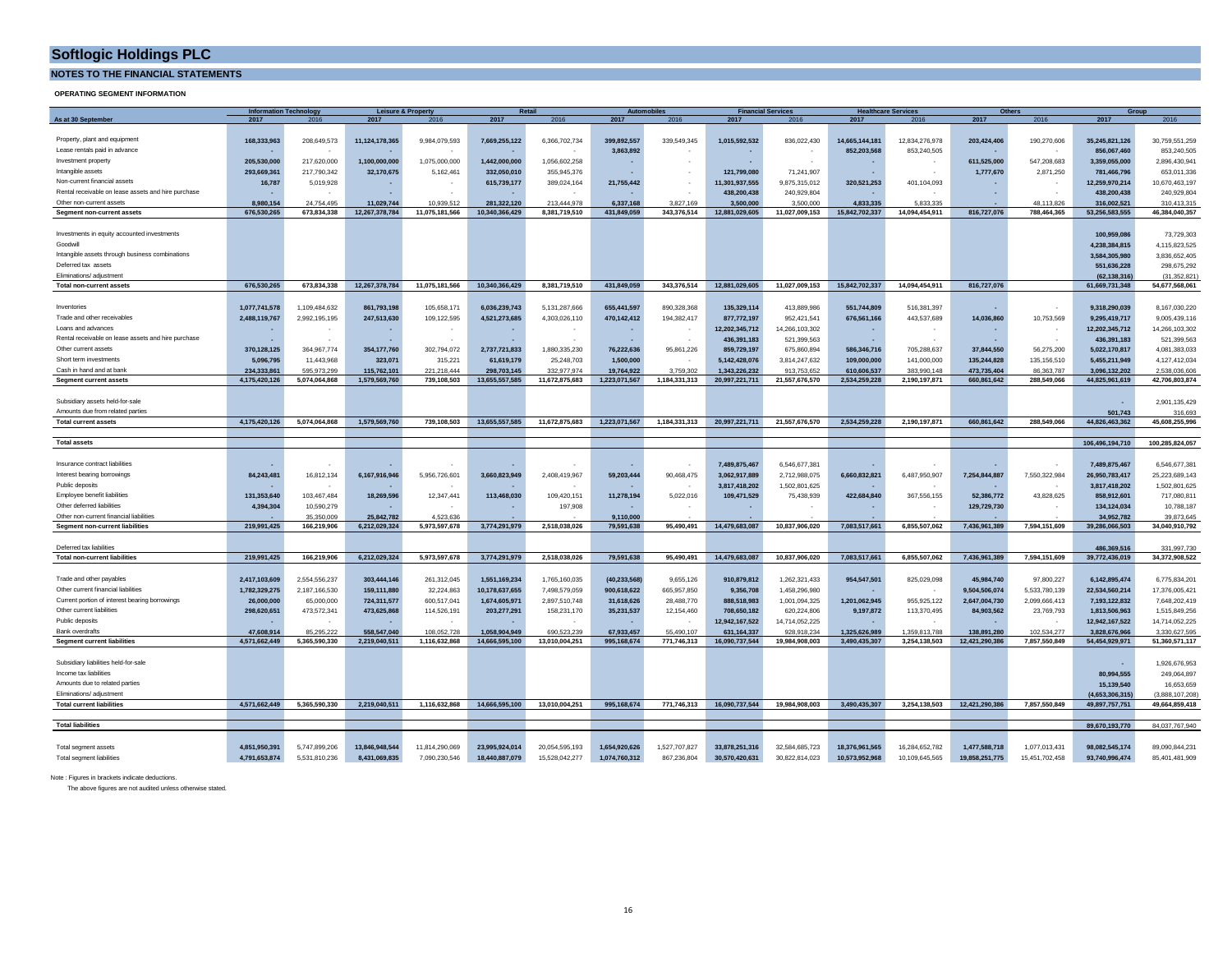# Softlogic Holdings PLC

## NOTES TO THE FINANCIAL STATEMENTS

### OPERATING SEGMENT INFORMATION

| As at 30 September | Information Technology 2017 | Information Technology 2016 | Leisure & Property 2017 | Leisure & Property 2016 | Retail 2017 | Retail 2016 | Automobiles 2017 | Automobiles 2016 | Financial Services 2017 | Financial Services 2016 | Healthcare Services 2017 | Healthcare Services 2016 | Others 2017 | Others 2016 | Group 2017 | Group 2016 |
|---|---|---|---|---|---|---|---|---|---|---|---|---|---|---|---|---|
| Property, plant and equipment | 168,333,963 | 208,649,573 | 11,124,178,365 | 9,984,079,593 | 7,669,255,122 | 6,366,702,734 | 399,892,557 | 339,549,345 | 1,015,592,532 | 836,022,430 | 14,665,144,181 | 12,834,276,978 | 203,424,406 | 190,270,606 | 35,245,821,126 | 30,759,551,259 |
| Lease rentals paid in advance | - | - | - | - | - | - | 3,863,892 | - | - | - | 852,203,568 | 853,240,505 | - | - | 856,067,460 | 853,240,505 |
| Investment property | 205,530,000 | 217,620,000 | 1,100,000,000 | 1,075,000,000 | 1,442,000,000 | 1,056,602,258 | - | - | - | - | - | - | 611,525,000 | 547,208,683 | 3,359,055,000 | 2,896,430,941 |
| Intangible assets | 293,669,361 | 217,790,342 | 32,170,675 | 5,162,461 | 332,050,010 | 355,945,376 | - | - | 121,799,080 | 71,241,907 | - | - | 1,777,670 | 2,871,250 | 781,466,796 | 653,011,336 |
| Non-current financial assets | 16,787 | 5,019,928 | - | - | 615,739,177 | 389,024,164 | 21,755,442 | - | 11,301,937,555 | 9,875,315,012 | 320,521,253 | 401,104,093 | - | - | 12,259,970,214 | 10,670,463,197 |
| Rental receivable on lease assets and hire purchase | - | - | - | - | - | - | - | - | 438,200,438 | 240,929,804 | - | - | - | - | 438,200,438 | 240,929,804 |
| Other non-current assets | 8,980,154 | 24,754,495 | 11,029,744 | 10,939,512 | 281,322,120 | 213,444,978 | 6,337,168 | 3,827,169 | 3,500,000 | 3,500,000 | 4,833,335 | 5,833,335 | - | 48,113,826 | 316,002,521 | 310,413,315 |
| **Segment non-current assets** | **676,530,265** | **673,834,338** | **12,267,378,784** | **11,075,181,566** | **10,340,366,429** | **8,381,719,510** | **431,849,059** | **343,376,514** | **12,881,029,605** | **11,027,009,153** | **15,842,702,337** | **14,094,454,911** | **816,727,076** | **788,464,365** | **53,256,583,555** | **46,384,040,357** |
| Investments in equity accounted investments | | | | | | | | | | | | | | | 100,959,086 | 73,729,303 |
| Goodwill | | | | | | | | | | | | | | | 4,238,384,815 | 4,115,823,525 |
| Intangible assets through business combinations | | | | | | | | | | | | | | | 3,584,305,980 | 3,836,652,405 |
| Deferred tax assets | | | | | | | | | | | | | | | 551,636,228 | 298,675,292 |
| Eliminations/ adjustment | | | | | | | | | | | | | | | (62,138,316) | (31,352,821) |
| **Total non-current assets** | **676,530,265** | **673,834,338** | **12,267,378,784** | **11,075,181,566** | **10,340,366,429** | **8,381,719,510** | **431,849,059** | **343,376,514** | **12,881,029,605** | **11,027,009,153** | **15,842,702,337** | **14,094,454,911** | **816,727,076** | | **61,669,731,348** | **54,677,568,061** |
| Inventories | 1,077,741,578 | 1,109,484,632 | 861,793,198 | 105,658,171 | 6,036,239,743 | 5,131,287,666 | 655,441,597 | 890,328,368 | 135,329,114 | 413,889,986 | 551,744,809 | 516,381,397 | - | - | 9,318,290,039 | 8,167,030,220 |
| Trade and other receivables | 2,488,119,767 | 2,992,195,195 | 247,513,630 | 109,122,595 | 4,521,273,685 | 4,303,026,110 | 470,142,412 | 194,382,417 | 877,772,197 | 952,421,541 | 676,561,166 | 443,537,689 | 14,036,860 | 10,753,569 | 9,295,419,717 | 9,005,439,116 |
| Loans and advances | - | - | - | - | - | - | - | - | 12,202,345,712 | 14,266,103,302 | - | - | - | - | 12,202,345,712 | 14,266,103,302 |
| Rental receivable on lease assets and hire purchase | - | - | - | - | - | - | - | - | 436,391,183 | 521,399,563 | - | - | - | - | 436,391,183 | 521,399,563 |
| Other current assets | 370,128,125 | 364,967,774 | 354,177,760 | 302,794,072 | 2,737,721,833 | 1,880,335,230 | 76,222,636 | 95,861,226 | 859,729,197 | 675,860,894 | 586,346,716 | 705,288,637 | 37,844,550 | 56,275,200 | 5,022,170,817 | 4,081,383,033 |
| Short term investments | 5,096,795 | 11,443,968 | 323,071 | 315,221 | 61,619,179 | 25,248,703 | 1,500,000 | - | 5,142,428,076 | 3,814,247,632 | 109,000,000 | 141,000,000 | 135,244,828 | 135,156,510 | 5,455,211,949 | 4,127,412,034 |
| Cash in hand and at bank | 234,333,861 | 595,973,299 | 115,762,101 | 221,218,444 | 298,703,145 | 332,977,974 | 19,764,922 | 3,759,302 | 1,343,226,232 | 913,753,652 | 610,606,537 | 383,990,148 | 473,735,404 | 86,363,787 | 3,096,132,202 | 2,538,036,606 |
| **Segment current assets** | **4,175,420,126** | **5,074,064,868** | **1,579,569,760** | **739,108,503** | **13,655,557,585** | **11,672,875,683** | **1,223,071,567** | **1,184,331,313** | **20,997,221,711** | **21,557,676,570** | **2,534,259,228** | **2,190,197,871** | **660,861,642** | **288,549,066** | **44,825,961,619** | **42,706,803,874** |
| Subsidiary assets held-for-sale | | | | | | | | | | | | | | | - | 2,901,135,429 |
| Amounts due from related parties | | | | | | | | | | | | | | | 501,743 | 316,693 |
| **Total current assets** | **4,175,420,126** | **5,074,064,868** | **1,579,569,760** | **739,108,503** | **13,655,557,585** | **11,672,875,683** | **1,223,071,567** | **1,184,331,313** | **20,997,221,711** | **21,557,676,570** | **2,534,259,228** | **2,190,197,871** | **660,861,642** | **288,549,066** | **44,826,463,362** | **45,608,255,996** |
| **Total assets** | | | | | | | | | | | | | | | **106,496,194,710** | **100,285,824,057** |
| Insurance contract liabilities | - | - | - | - | - | - | - | - | 7,489,875,467 | 6,546,677,381 | - | - | - | - | 7,489,875,467 | 6,546,677,381 |
| Interest bearing borrowings | 84,243,481 | 16,812,134 | 6,167,916,946 | 5,956,726,601 | 3,660,823,949 | 2,408,419,967 | 59,203,444 | 90,468,475 | 3,062,917,889 | 2,712,988,075 | 6,660,832,821 | 6,487,950,907 | 7,254,844,887 | 7,550,322,984 | 26,950,783,417 | 25,223,689,143 |
| Public deposits | - | - | - | - | - | - | - | - | 3,817,418,202 | 1,502,801,625 | - | - | - | - | 3,817,418,202 | 1,502,801,625 |
| Employee benefit liabilities | 131,353,640 | 103,467,484 | 18,269,596 | 12,347,441 | 113,468,030 | 109,420,151 | 11,278,194 | 5,022,016 | 109,471,529 | 75,438,939 | 422,684,840 | 367,556,155 | 52,386,772 | 43,828,625 | 858,912,601 | 717,080,811 |
| Other deferred liabilities | 4,394,304 | 10,590,279 | - | - | - | 197,908 | - | - | - | - | - | - | 129,729,730 | - | 134,124,034 | 10,788,187 |
| Other non-current financial liabilities | - | 35,350,009 | 25,842,782 | 4,523,636 | - | - | 9,110,000 | - | - | - | - | - | - | - | 34,952,782 | 39,873,645 |
| **Segment non-current liabilities** | **219,991,425** | **166,219,906** | **6,212,029,324** | **5,973,597,678** | **3,774,291,979** | **2,518,038,026** | **79,591,638** | **95,490,491** | **14,479,683,087** | **10,837,906,020** | **7,083,517,661** | **6,855,507,062** | **7,436,961,389** | **7,594,151,609** | **39,286,066,503** | **34,040,910,792** |
| Deferred tax liabilities | | | | | | | | | | | | | | | 486,369,516 | 331,997,730 |
| **Total non-current liabilities** | **219,991,425** | **166,219,906** | **6,212,029,324** | **5,973,597,678** | **3,774,291,979** | **2,518,038,026** | **79,591,638** | **95,490,491** | **14,479,683,087** | **10,837,906,020** | **7,083,517,661** | **6,855,507,062** | **7,436,961,389** | **7,594,151,609** | **39,772,436,019** | **34,372,908,522** |
| Trade and other payables | 2,417,103,609 | 2,554,556,237 | 303,444,146 | 261,312,045 | 1,551,169,234 | 1,765,160,035 | (40,233,568) | 9,655,126 | 910,879,812 | 1,262,321,433 | 954,547,501 | 825,029,098 | 45,984,740 | 97,800,227 | 6,142,895,474 | 6,775,834,201 |
| Other current financial liabilities | 1,782,329,275 | 2,187,166,530 | 159,111,880 | 32,224,863 | 10,178,637,655 | 7,498,579,059 | 900,618,622 | 665,957,850 | 9,356,708 | 1,458,296,980 | - | - | 9,504,506,074 | 5,533,780,139 | 22,534,560,214 | 17,376,005,421 |
| Current portion of interest bearing borrowings | 26,000,000 | 65,000,000 | 724,311,577 | 600,517,041 | 1,674,605,971 | 2,897,510,748 | 31,618,626 | 28,488,770 | 888,518,983 | 1,001,094,325 | 1,201,062,945 | 955,925,122 | 2,647,004,730 | 2,099,666,413 | 7,193,122,832 | 7,648,202,419 |
| Other current liabilities | 298,620,651 | 473,572,341 | 473,625,868 | 114,526,191 | 203,277,291 | 158,231,170 | 35,231,537 | 12,154,460 | 708,650,182 | 620,224,806 | 9,197,872 | 113,370,495 | 84,903,562 | 23,769,793 | 1,813,506,963 | 1,515,849,256 |
| Public deposits | - | - | - | - | - | - | - | - | 12,942,167,522 | 14,714,052,225 | - | - | - | - | 12,942,167,522 | 14,714,052,225 |
| Bank overdrafts | 47,608,914 | 85,295,222 | 558,547,040 | 108,052,728 | 1,058,904,949 | 690,523,239 | 67,933,457 | 55,490,107 | 631,164,337 | 928,918,234 | 1,325,626,989 | 1,359,813,788 | 138,891,280 | 102,534,277 | 3,828,676,966 | 3,330,627,595 |
| **Segment current liabilities** | **4,571,662,449** | **5,365,590,330** | **2,219,040,511** | **1,116,632,868** | **14,666,595,100** | **13,010,004,251** | **995,168,674** | **771,746,313** | **16,090,737,544** | **19,984,908,003** | **3,490,435,307** | **3,254,138,503** | **12,421,290,386** | **7,857,550,849** | **54,454,929,971** | **51,360,571,117** |
| Subsidiary liabilities held-for-sale | | | | | | | | | | | | | | | - | 1,926,676,953 |
| Income tax liabilities | | | | | | | | | | | | | | | 80,994,555 | 249,064,897 |
| Amounts due to related parties | | | | | | | | | | | | | | | 15,139,540 | 16,653,659 |
| Eliminations/ adjustment | | | | | | | | | | | | | | | (4,653,306,315) | (3,888,107,208) |
| **Total current liabilities** | **4,571,662,449** | **5,365,590,330** | **2,219,040,511** | **1,116,632,868** | **14,666,595,100** | **13,010,004,251** | **995,168,674** | **771,746,313** | **16,090,737,544** | **19,984,908,003** | **3,490,435,307** | **3,254,138,503** | **12,421,290,386** | **7,857,550,849** | **49,897,757,751** | **49,664,859,418** |
| **Total liabilities** | | | | | | | | | | | | | | | **89,670,193,770** | **84,037,767,940** |
| Total segment assets | 4,851,950,391 | 5,747,899,206 | 13,846,948,544 | 11,814,290,069 | 23,995,924,014 | 20,054,595,193 | 1,654,920,626 | 1,527,707,827 | 33,878,251,316 | 32,584,685,723 | 18,376,961,565 | 16,284,652,782 | 1,477,588,718 | 1,077,013,431 | 98,082,545,174 | 89,090,844,231 |
| Total segment liabilities | 4,791,653,874 | 5,531,810,236 | 8,431,069,835 | 7,090,230,546 | 18,440,887,079 | 15,528,042,277 | 1,074,760,312 | 867,236,804 | 30,570,420,631 | 30,822,814,023 | 10,573,952,968 | 10,109,645,565 | 19,858,251,775 | 15,451,702,458 | 93,740,996,474 | 85,401,481,909 |

Note : Figures in brackets indicate deductions.

The above figures are not audited unless otherwise stated.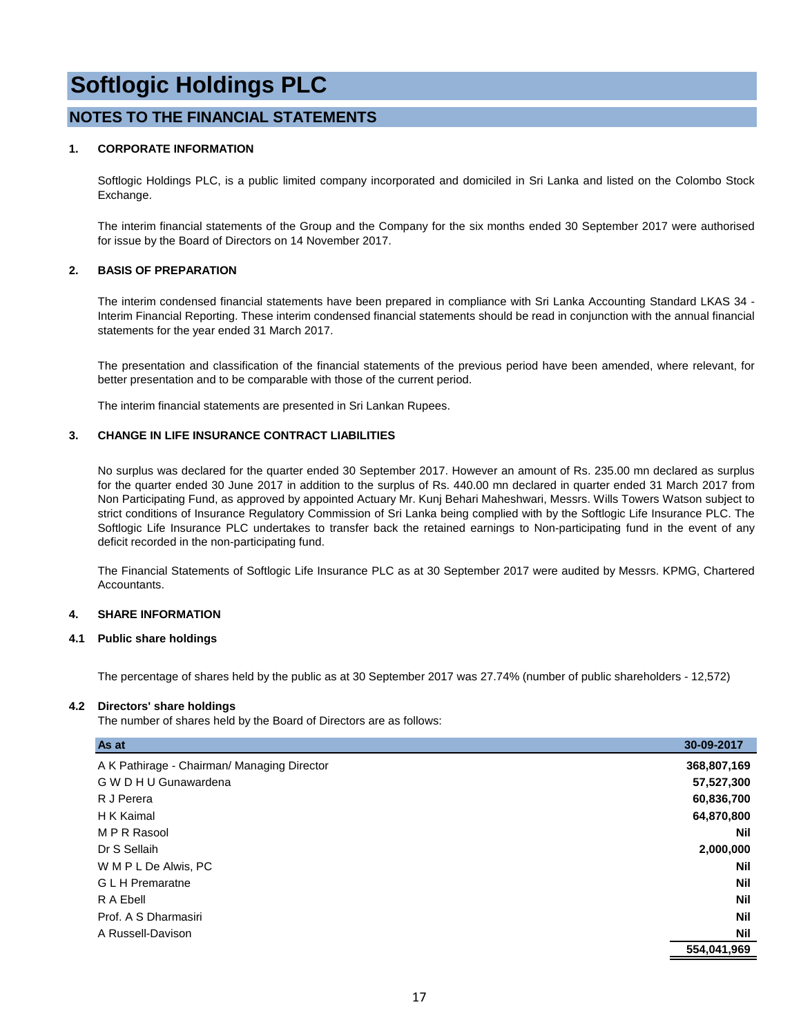# Softlogic Holdings PLC

## NOTES TO THE FINANCIAL STATEMENTS

### 1. CORPORATE INFORMATION

Softlogic Holdings PLC, is a public limited company incorporated and domiciled in Sri Lanka and listed on the Colombo Stock Exchange.

The interim financial statements of the Group and the Company for the six months ended 30 September 2017 were authorised for issue by the Board of Directors on 14 November 2017.

### 2. BASIS OF PREPARATION

The interim condensed financial statements have been prepared in compliance with Sri Lanka Accounting Standard LKAS 34 - Interim Financial Reporting. These interim condensed financial statements should be read in conjunction with the annual financial statements for the year ended 31 March 2017.

The presentation and classification of the financial statements of the previous period have been amended, where relevant, for better presentation and to be comparable with those of the current period.

The interim financial statements are presented in Sri Lankan Rupees.

### 3. CHANGE IN LIFE INSURANCE CONTRACT LIABILITIES

No surplus was declared for the quarter ended 30 September 2017. However an amount of Rs. 235.00 mn declared as surplus for the quarter ended 30 June 2017 in addition to the surplus of Rs. 440.00 mn declared in quarter ended 31 March 2017 from Non Participating Fund, as approved by appointed Actuary Mr. Kunj Behari Maheshwari, Messrs. Wills Towers Watson subject to strict conditions of Insurance Regulatory Commission of Sri Lanka being complied with by the Softlogic Life Insurance PLC. The Softlogic Life Insurance PLC undertakes to transfer back the retained earnings to Non-participating fund in the event of any deficit recorded in the non-participating fund.

The Financial Statements of Softlogic Life Insurance PLC as at 30 September 2017 were audited by Messrs. KPMG, Chartered Accountants.

### 4. SHARE INFORMATION

#### 4.1 Public share holdings

The percentage of shares held by the public as at 30 September 2017 was 27.74% (number of public shareholders - 12,572)

#### 4.2 Directors' share holdings

The number of shares held by the Board of Directors are as follows:

| As at | 30-09-2017 |
|---|---|
| A K Pathirage - Chairman/ Managing Director | **368,807,169** |
| G W D H U Gunawardena | **57,527,300** |
| R J Perera | **60,836,700** |
| H K Kaimal | **64,870,800** |
| M P R Rasool | **Nil** |
| Dr S Sellaih | **2,000,000** |
| W M P L De Alwis, PC | **Nil** |
| G L H Premaratne | **Nil** |
| R A Ebell | **Nil** |
| Prof. A S Dharmasiri | **Nil** |
| A Russell-Davison | **Nil** |
| | **554,041,969** |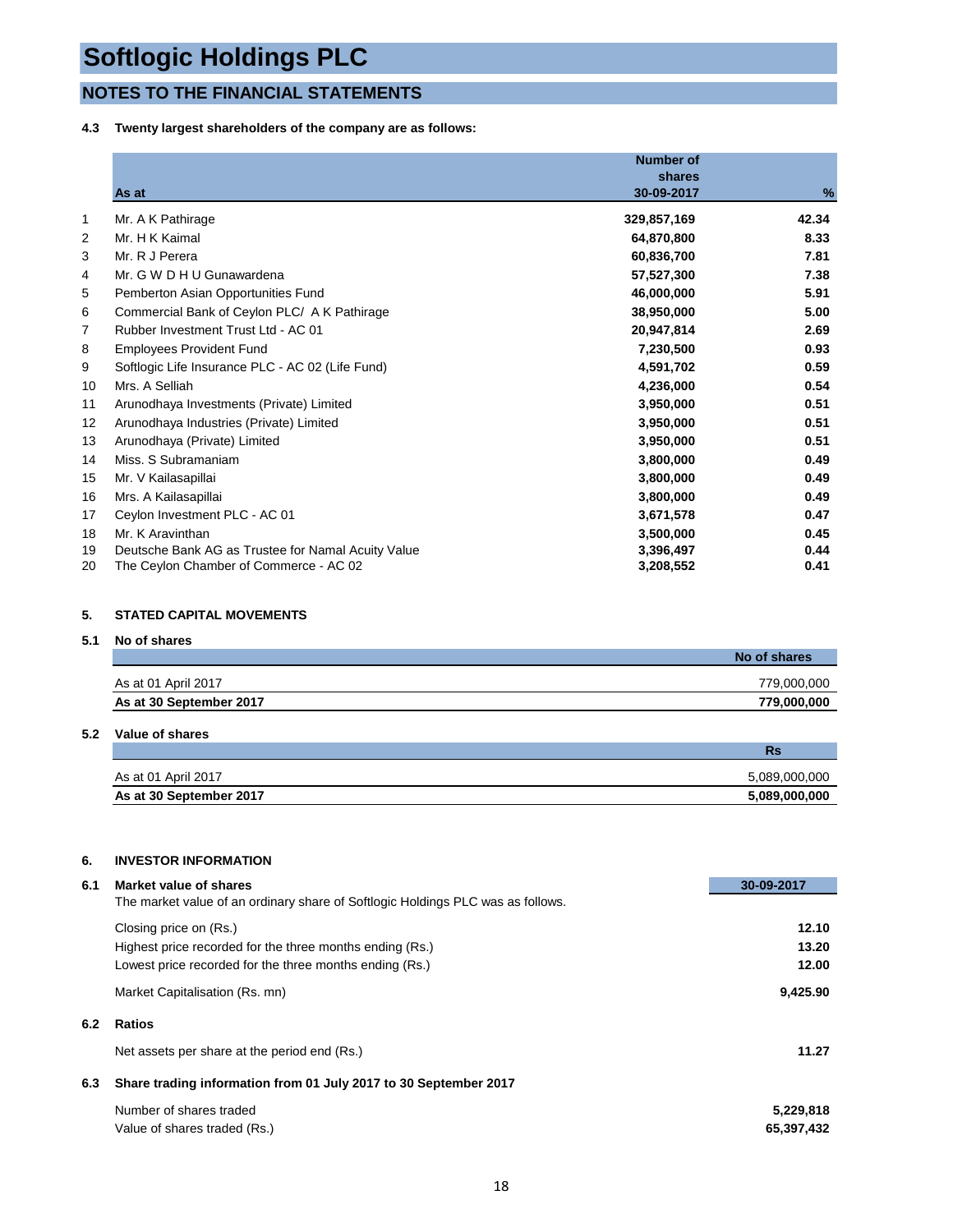# Softlogic Holdings PLC

## NOTES TO THE FINANCIAL STATEMENTS

**4.3 Twenty largest shareholders of the company are as follows:**

| | As at | Number of shares 30-09-2017 | % |
|---|---|---|---|
| 1 | Mr. A K Pathirage | 329,857,169 | 42.34 |
| 2 | Mr. H K Kaimal | 64,870,800 | 8.33 |
| 3 | Mr. R J Perera | 60,836,700 | 7.81 |
| 4 | Mr. G W D H U Gunawardena | 57,527,300 | 7.38 |
| 5 | Pemberton Asian Opportunities Fund | 46,000,000 | 5.91 |
| 6 | Commercial Bank of Ceylon PLC/ A K Pathirage | 38,950,000 | 5.00 |
| 7 | Rubber Investment Trust Ltd - AC 01 | 20,947,814 | 2.69 |
| 8 | Employees Provident Fund | 7,230,500 | 0.93 |
| 9 | Softlogic Life Insurance PLC - AC 02 (Life Fund) | 4,591,702 | 0.59 |
| 10 | Mrs. A Selliah | 4,236,000 | 0.54 |
| 11 | Arunodhaya Investments (Private) Limited | 3,950,000 | 0.51 |
| 12 | Arunodhaya Industries (Private) Limited | 3,950,000 | 0.51 |
| 13 | Arunodhaya (Private) Limited | 3,950,000 | 0.51 |
| 14 | Miss. S Subramaniam | 3,800,000 | 0.49 |
| 15 | Mr. V Kailasapillai | 3,800,000 | 0.49 |
| 16 | Mrs. A Kailasapillai | 3,800,000 | 0.49 |
| 17 | Ceylon Investment PLC - AC 01 | 3,671,578 | 0.47 |
| 18 | Mr. K Aravinthan | 3,500,000 | 0.45 |
| 19 | Deutsche Bank AG as Trustee for Namal Acuity Value | 3,396,497 | 0.44 |
| 20 | The Ceylon Chamber of Commerce - AC 02 | 3,208,552 | 0.41 |

**5. STATED CAPITAL MOVEMENTS**

**5.1 No of shares**

| | No of shares |
|---|---|
| As at 01 April 2017 | 779,000,000 |
| **As at 30 September 2017** | **779,000,000** |

**5.2 Value of shares**

| | Rs |
|---|---|
| As at 01 April 2017 | 5,089,000,000 |
| **As at 30 September 2017** | **5,089,000,000** |

**6. INVESTOR INFORMATION**

**6.1 Market value of shares**

The market value of an ordinary share of Softlogic Holdings PLC was as follows.

| | 30-09-2017 |
|---|---|
| Closing price on (Rs.) | 12.10 |
| Highest price recorded for the three months ending (Rs.) | 13.20 |
| Lowest price recorded for the three months ending (Rs.) | 12.00 |
| Market Capitalisation (Rs. mn) | 9,425.90 |

**6.2 Ratios**

| | |
|---|---|
| Net assets per share at the period end (Rs.) | 11.27 |

**6.3 Share trading information from 01 July 2017 to 30 September 2017**

| | |
|---|---|
| Number of shares traded | 5,229,818 |
| Value of shares traded (Rs.) | 65,397,432 |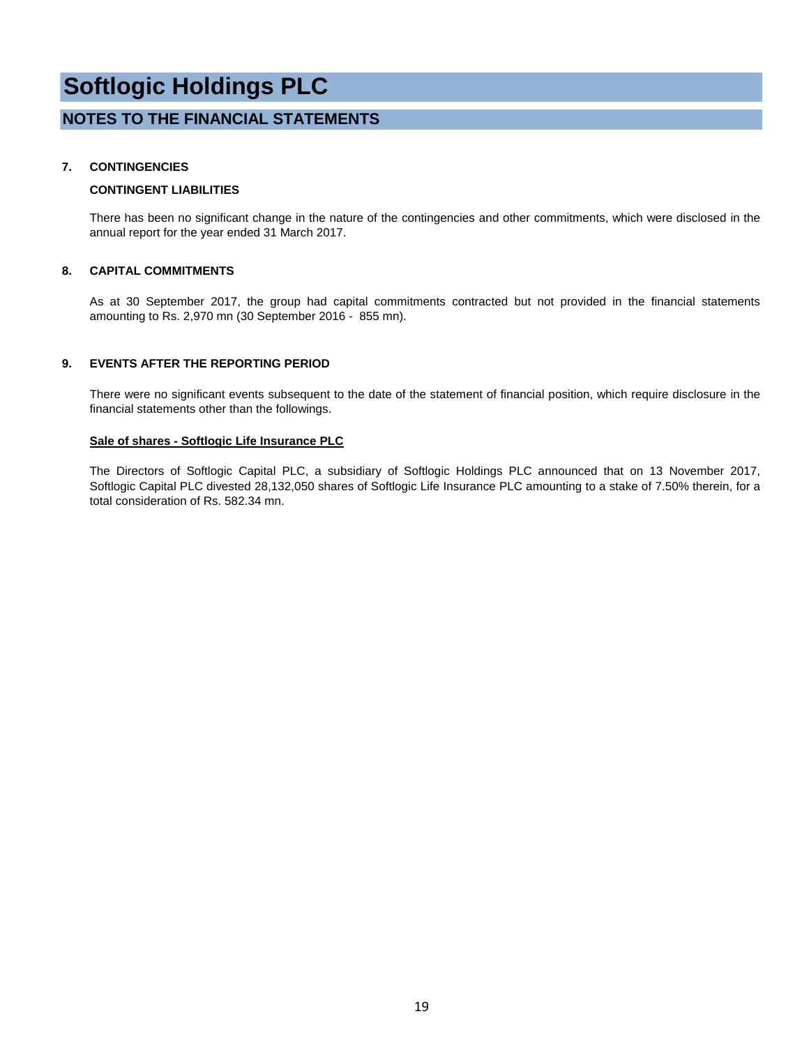# Softlogic Holdings PLC

## NOTES TO THE FINANCIAL STATEMENTS

### 7. CONTINGENCIES

**CONTINGENT LIABILITIES**

There has been no significant change in the nature of the contingencies and other commitments, which were disclosed in the annual report for the year ended 31 March 2017.

### 8. CAPITAL COMMITMENTS

As at 30 September 2017, the group had capital commitments contracted but not provided in the financial statements amounting to Rs. 2,970 mn (30 September 2016 - 855 mn).

### 9. EVENTS AFTER THE REPORTING PERIOD

There were no significant events subsequent to the date of the statement of financial position, which require disclosure in the financial statements other than the followings.

**Sale of shares - Softlogic Life Insurance PLC**

The Directors of Softlogic Capital PLC, a subsidiary of Softlogic Holdings PLC announced that on 13 November 2017, Softlogic Capital PLC divested 28,132,050 shares of Softlogic Life Insurance PLC amounting to a stake of 7.50% therein, for a total consideration of Rs. 582.34 mn.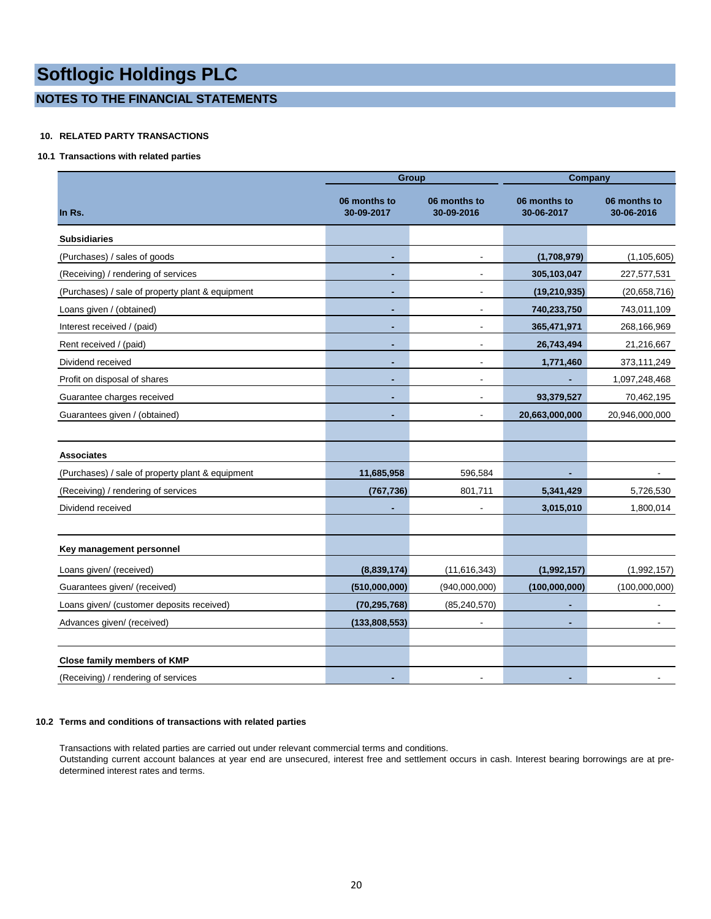# Softlogic Holdings PLC

## NOTES TO THE FINANCIAL STATEMENTS

### 10. RELATED PARTY TRANSACTIONS

#### 10.1 Transactions with related parties

| In Rs. | Group | | Company | |
|---|---|---|---|---|
| | 06 months to 30-09-2017 | 06 months to 30-09-2016 | 06 months to 30-06-2017 | 06 months to 30-06-2016 |
| **Subsidiaries** | | | | |
| (Purchases) / sales of goods | - | - | (1,708,979) | (1,105,605) |
| (Receiving) / rendering of services | - | - | 305,103,047 | 227,577,531 |
| (Purchases) / sale of property plant & equipment | - | - | (19,210,935) | (20,658,716) |
| Loans given / (obtained) | - | - | 740,233,750 | 743,011,109 |
| Interest received / (paid) | - | - | 365,471,971 | 268,166,969 |
| Rent received / (paid) | - | - | 26,743,494 | 21,216,667 |
| Dividend received | - | - | 1,771,460 | 373,111,249 |
| Profit on disposal of shares | - | - | - | 1,097,248,468 |
| Guarantee charges received | - | - | 93,379,527 | 70,462,195 |
| Guarantees given / (obtained) | - | - | 20,663,000,000 | 20,946,000,000 |
| **Associates** | | | | |
| (Purchases) / sale of property plant & equipment | 11,685,958 | 596,584 | - | - |
| (Receiving) / rendering of services | (767,736) | 801,711 | 5,341,429 | 5,726,530 |
| Dividend received | - | - | 3,015,010 | 1,800,014 |
| **Key management personnel** | | | | |
| Loans given/ (received) | (8,839,174) | (11,616,343) | (1,992,157) | (1,992,157) |
| Guarantees given/ (received) | (510,000,000) | (940,000,000) | (100,000,000) | (100,000,000) |
| Loans given/ (customer deposits received) | (70,295,768) | (85,240,570) | - | - |
| Advances given/ (received) | (133,808,553) | - | - | - |
| **Close family members of KMP** | | | | |
| (Receiving) / rendering of services | - | - | - | - |

#### 10.2 Terms and conditions of transactions with related parties

Transactions with related parties are carried out under relevant commercial terms and conditions.
Outstanding current account balances at year end are unsecured, interest free and settlement occurs in cash. Interest bearing borrowings are at pre-determined interest rates and terms.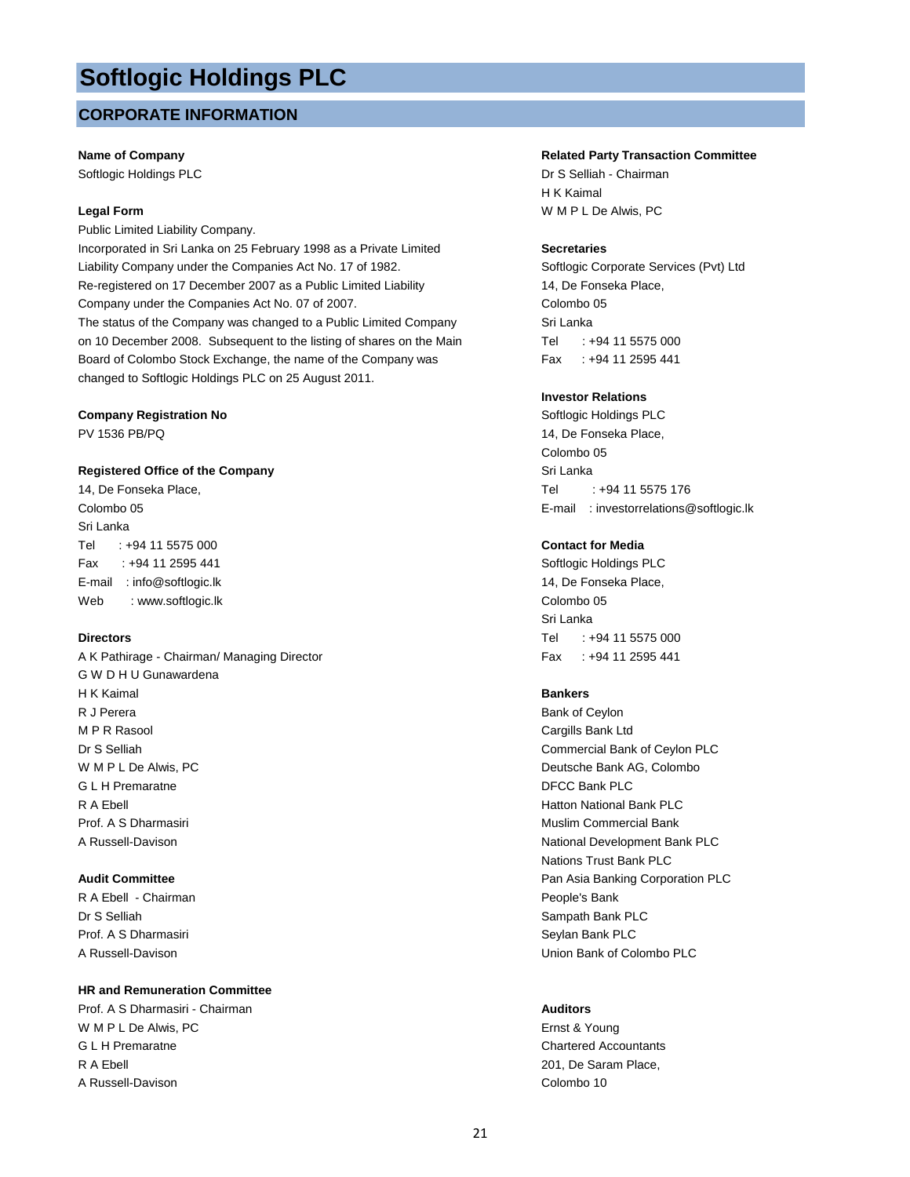# Softlogic Holdings PLC

## CORPORATE INFORMATION

**Name of Company**

Softlogic Holdings PLC

**Legal Form**

Public Limited Liability Company.
Incorporated in Sri Lanka on 25 February 1998 as a Private Limited Liability Company under the Companies Act No. 17 of 1982.
Re-registered on 17 December 2007 as a Public Limited Liability Company under the Companies Act No. 07 of 2007.
The status of the Company was changed to a Public Limited Company on 10 December 2008. Subsequent to the listing of shares on the Main Board of Colombo Stock Exchange, the name of the Company was changed to Softlogic Holdings PLC on 25 August 2011.

**Company Registration No**

PV 1536 PB/PQ

**Registered Office of the Company**

14, De Fonseka Place,
Colombo 05
Sri Lanka
Tel : +94 11 5575 000
Fax : +94 11 2595 441
E-mail : info@softlogic.lk
Web : www.softlogic.lk

**Directors**

A K Pathirage - Chairman/ Managing Director
G W D H U Gunawardena
H K Kaimal
R J Perera
M P R Rasool
Dr S Selliah
W M P L De Alwis, PC
G L H Premaratne
R A Ebell
Prof. A S Dharmasiri
A Russell-Davison

**Audit Committee**

R A Ebell - Chairman
Dr S Selliah
Prof. A S Dharmasiri
A Russell-Davison

**HR and Remuneration Committee**

Prof. A S Dharmasiri - Chairman
W M P L De Alwis, PC
G L H Premaratne
R A Ebell
A Russell-Davison

**Related Party Transaction Committee**

Dr S Selliah - Chairman
H K Kaimal
W M P L De Alwis, PC

**Secretaries**

Softlogic Corporate Services (Pvt) Ltd
14, De Fonseka Place,
Colombo 05
Sri Lanka
Tel : +94 11 5575 000
Fax : +94 11 2595 441

**Investor Relations**

Softlogic Holdings PLC
14, De Fonseka Place,
Colombo 05
Sri Lanka
Tel : +94 11 5575 176
E-mail : investorrelations@softlogic.lk

**Contact for Media**

Softlogic Holdings PLC
14, De Fonseka Place,
Colombo 05
Sri Lanka
Tel : +94 11 5575 000
Fax : +94 11 2595 441

**Bankers**

Bank of Ceylon
Cargills Bank Ltd
Commercial Bank of Ceylon PLC
Deutsche Bank AG, Colombo
DFCC Bank PLC
Hatton National Bank PLC
Muslim Commercial Bank
National Development Bank PLC
Nations Trust Bank PLC
Pan Asia Banking Corporation PLC
People's Bank
Sampath Bank PLC
Seylan Bank PLC
Union Bank of Colombo PLC

**Auditors**

Ernst & Young
Chartered Accountants
201, De Saram Place,
Colombo 10